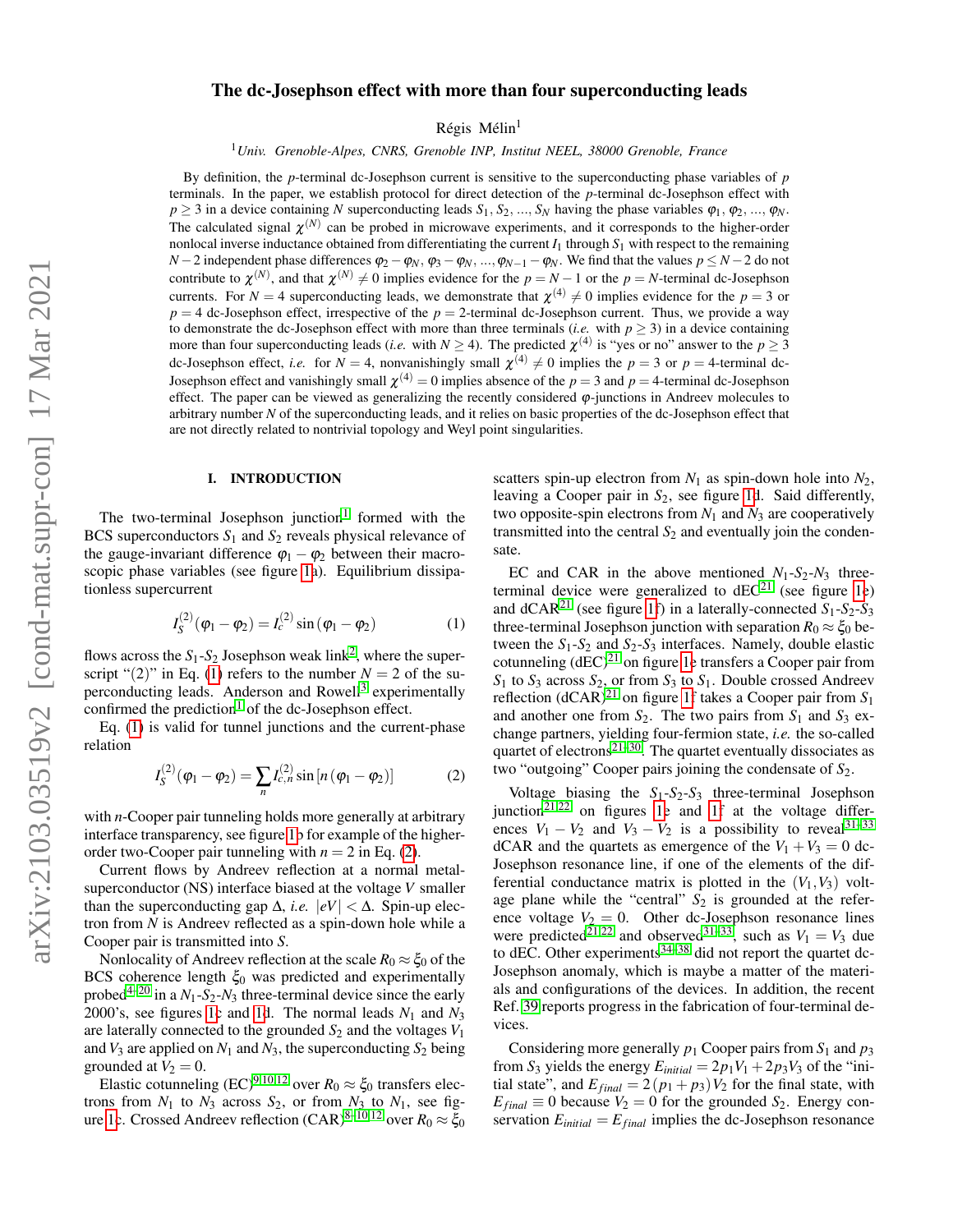# The dc-Josephson effect with more than four superconducting leads

Régis Mélin[1]

[1] *Univ. Grenoble-Alpes, CNRS, Grenoble INP, Institut NEEL, 38000 Grenoble, France*

By definition, the $p$-terminal dc-Josephson current is sensitive to the superconducting phase variables of $p$ terminals. In the paper, we establish protocol for direct detection of the $p$-terminal dc-Josephson effect with $p \geq 3$ in a device containing $N$ superconducting leads $S_1, S_2, ..., S_N$ having the phase variables $\varphi_1, \varphi_2, ..., \varphi_N$. The calculated signal $\chi^{(N)}$ can be probed in microwave experiments, and it corresponds to the higher-order nonlocal inverse inductance obtained from differentiating the current $I_1$ through $S_1$ with respect to the remaining $N-2$ independent phase differences $\varphi_2 - \varphi_N, \varphi_3 - \varphi_N, ..., \varphi_{N-1} - \varphi_N$. We find that the values $p \leq N-2$ do not contribute to $\chi^{(N)}$, and that $\chi^{(N)} \neq 0$ implies evidence for the $p = N-1$ or the $p = N$-terminal dc-Josephson currents. For $N = 4$ superconducting leads, we demonstrate that $\chi^{(4)} \neq 0$ implies evidence for the $p = 3$ or $p = 4$ dc-Josephson effect, irrespective of the $p = 2$-terminal dc-Josephson current. Thus, we provide a way to demonstrate the dc-Josephson effect with more than three terminals (*i.e.* with $p \geq 3$) in a device containing more than four superconducting leads (*i.e.* with $N \geq 4$). The predicted $\chi^{(4)}$ is "yes or no" answer to the $p \geq 3$ dc-Josephson effect, *i.e.* for $N = 4$, nonvanishingly small $\chi^{(4)} \neq 0$ implies the $p = 3$ or $p = 4$-terminal dc-Josephson effect and vanishingly small $\chi^{(4)} = 0$ implies absence of the $p = 3$ and $p = 4$-terminal dc-Josephson effect. The paper can be viewed as generalizing the recently considered $\varphi$-junctions in Andreev molecules to arbitrary number $N$ of the superconducting leads, and it relies on basic properties of the dc-Josephson effect that are not directly related to nontrivial topology and Weyl point singularities.

## I. INTRODUCTION

The two-terminal Josephson junction[1] formed with the BCS superconductors $S_1$ and $S_2$ reveals physical relevance of the gauge-invariant difference $\varphi_1 - \varphi_2$ between their macroscopic phase variables (see figure 1a). Equilibrium dissipationless supercurrent

$$I_S^{(2)}(\varphi_1 - \varphi_2) = I_c^{(2)} \sin(\varphi_1 - \varphi_2) \quad (1)$$

flows across the $S_1$-$S_2$ Josephson weak link[2], where the superscript "(2)" in Eq. (1) refers to the number $N = 2$ of the superconducting leads. Anderson and Rowell[3] experimentally confirmed the prediction[1] of the dc-Josephson effect.

Eq. (1) is valid for tunnel junctions and the current-phase relation

$$I_S^{(2)}(\varphi_1 - \varphi_2) = \sum_n I_{c,n}^{(2)} \sin[n(\varphi_1 - \varphi_2)] \quad (2)$$

with $n$-Cooper pair tunneling holds more generally at arbitrary interface transparency, see figure 1b for example of the higher-order two-Cooper pair tunneling with $n = 2$ in Eq. (2).

Current flows by Andreev reflection at a normal metal-superconductor (NS) interface biased at the voltage $V$ smaller than the superconducting gap $\Delta$, *i.e.* $|eV| < \Delta$. Spin-up electron from $N$ is Andreev reflected as a spin-down hole while a Cooper pair is transmitted into $S$.

Nonlocality of Andreev reflection at the scale $R_0 \approx \xi_0$ of the BCS coherence length $\xi_0$ was predicted and experimentally probed[4–20] in a $N_1$-$S_2$-$N_3$ three-terminal device since the early 2000's, see figures 1c and 1d. The normal leads $N_1$ and $N_3$ are laterally connected to the grounded $S_2$ and the voltages $V_1$ and $V_3$ are applied on $N_1$ and $N_3$, the superconducting $S_2$ being grounded at $V_2 = 0$.

Elastic cotunneling (EC)[9,10,12] over $R_0 \approx \xi_0$ transfers electrons from $N_1$ to $N_3$ across $S_2$, or from $N_3$ to $N_1$, see figure 1c. Crossed Andreev reflection (CAR)[8–10,12] over $R_0 \approx \xi_0$ scatters spin-up electron from $N_1$ as spin-down hole into $N_2$, leaving a Cooper pair in $S_2$, see figure 1d. Said differently, two opposite-spin electrons from $N_1$ and $N_3$ are cooperatively transmitted into the central $S_2$ and eventually join the condensate.

EC and CAR in the above mentioned $N_1$-$S_2$-$N_3$ three-terminal device were generalized to dEC[21] (see figure 1e) and dCAR[21] (see figure 1f) in a laterally-connected $S_1$-$S_2$-$S_3$ three-terminal Josephson junction with separation $R_0 \approx \xi_0$ between the $S_1$-$S_2$ and $S_2$-$S_3$ interfaces. Namely, double elastic cotunneling (dEC)[21] on figure 1e transfers a Cooper pair from $S_1$ to $S_3$ across $S_2$, or from $S_3$ to $S_1$. Double crossed Andreev reflection (dCAR)[21] on figure 1f takes a Cooper pair from $S_1$ and another one from $S_2$. The two pairs from $S_1$ and $S_3$ exchange partners, yielding four-fermion state, *i.e.* the so-called quartet of electrons[21–30]. The quartet eventually dissociates as two "outgoing" Cooper pairs joining the condensate of $S_2$.

Voltage biasing the $S_1$-$S_2$-$S_3$ three-terminal Josephson junction[21,22] on figures 1e and 1f at the voltage differences $V_1 - V_2$ and $V_3 - V_2$ is a possibility to reveal[31–33] dCAR and the quartets as emergence of the $V_1 + V_3 = 0$ dc-Josephson resonance line, if one of the elements of the differential conductance matrix is plotted in the $(V_1, V_3)$ voltage plane while the "central" $S_2$ is grounded at the reference voltage $V_2 = 0$. Other dc-Josephson resonance lines were predicted[21,22] and observed[31–33], such as $V_1 = V_3$ due to dEC. Other experiments[34–38] did not report the quartet dc-Josephson anomaly, which is maybe a matter of the materials and configurations of the devices. In addition, the recent Ref. 39 reports progress in the fabrication of four-terminal devices.

Considering more generally $p_1$ Cooper pairs from $S_1$ and $p_3$ from $S_3$ yields the energy $E_{initial} = 2p_1V_1 + 2p_3V_3$ of the "initial state", and $E_{final} = 2(p_1 + p_3)V_2$ for the final state, with $E_{final} \equiv 0$ because $V_2 = 0$ for the grounded $S_2$. Energy conservation $E_{initial} = E_{final}$ implies the dc-Josephson resonance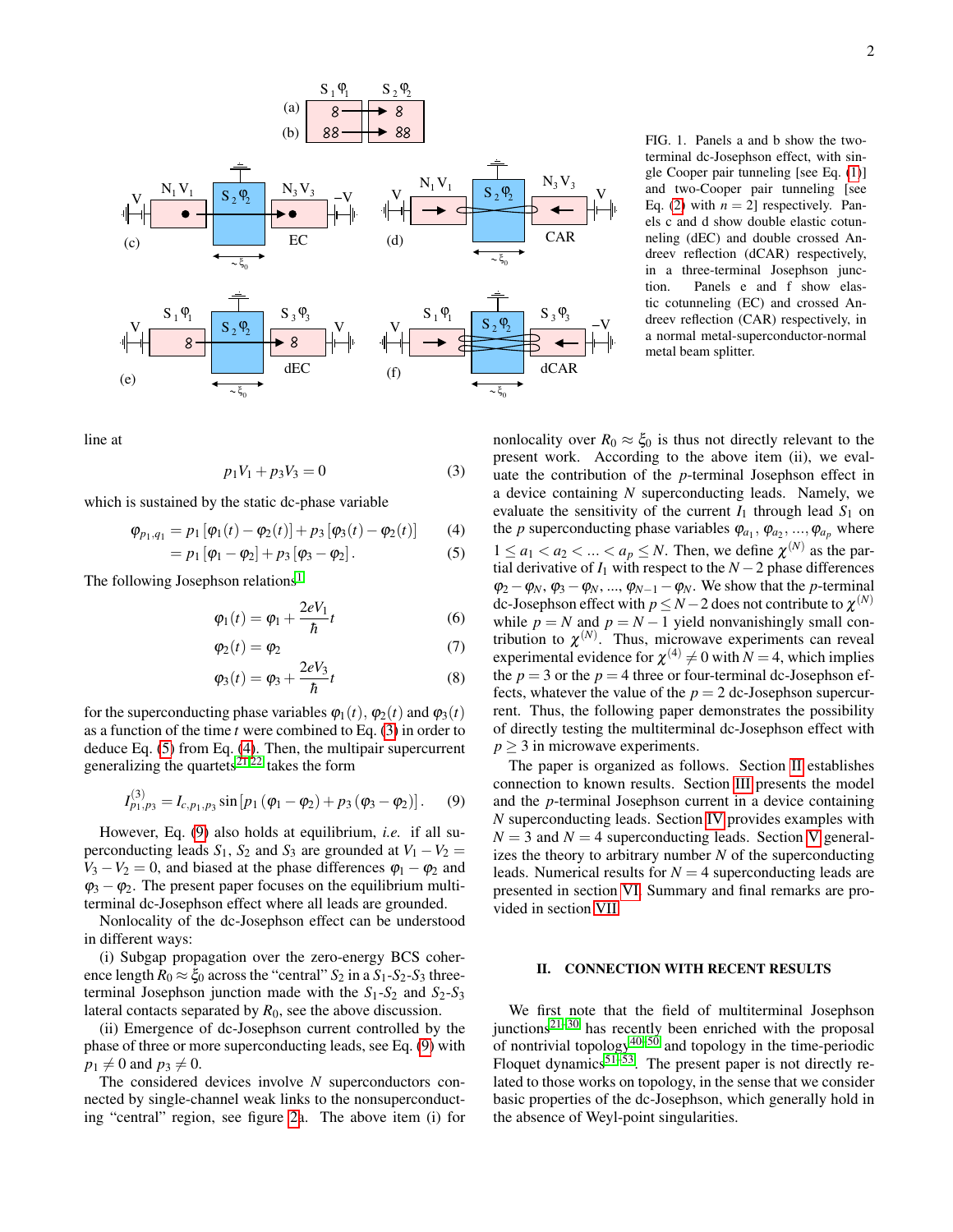FIG. 1. Panels a and b show the two-terminal dc-Josephson effect, with single Cooper pair tunneling [see Eq. (1)] and two-Cooper pair tunneling [see Eq. (2) with $n = 2$] respectively. Panels c and d show double elastic cotunneling (dEC) and double crossed Andreev reflection (dCAR) respectively, in a three-terminal Josephson junction. Panels e and f show elastic cotunneling (EC) and crossed Andreev reflection (CAR) respectively, in a normal metal-superconductor-normal metal beam splitter.

line at

$$p_1 V_1 + p_3 V_3 = 0 \tag{3}$$

which is sustained by the static dc-phase variable

$$\varphi_{p_1,q_1} = p_1 [\varphi_1(t) - \varphi_2(t)] + p_3 [\varphi_3(t) - \varphi_2(t)] \tag{4}$$
$$= p_1 [\varphi_1 - \varphi_2] + p_3 [\varphi_3 - \varphi_2]. \tag{5}$$

The following Josephson relations[1]

$$\varphi_1(t) = \varphi_1 + \frac{2eV_1}{\hbar} t \tag{6}$$
$$\varphi_2(t) = \varphi_2 \tag{7}$$
$$\varphi_3(t) = \varphi_3 + \frac{2eV_3}{\hbar} t \tag{8}$$

for the superconducting phase variables $\varphi_1(t)$, $\varphi_2(t)$ and $\varphi_3(t)$ as a function of the time $t$ were combined to Eq. (3) in order to deduce Eq. (5) from Eq. (4). Then, the multipair supercurrent generalizing the quartets[21,22] takes the form

$$I^{(3)}_{p_1,p_3} = I_{c,p_1,p_3} \sin\left[p_1(\varphi_1 - \varphi_2) + p_3(\varphi_3 - \varphi_2)\right]. \tag{9}$$

However, Eq. (9) also holds at equilibrium, *i.e.* if all superconducting leads $S_1$, $S_2$ and $S_3$ are grounded at $V_1 - V_2 = V_3 - V_2 = 0$, and biased at the phase differences $\varphi_1 - \varphi_2$ and $\varphi_3 - \varphi_2$. The present paper focuses on the equilibrium multiterminal dc-Josephson effect where all leads are grounded.

Nonlocality of the dc-Josephson effect can be understood in different ways:

(i) Subgap propagation over the zero-energy BCS coherence length $R_0 \approx \xi_0$ across the "central" $S_2$ in a $S_1$-$S_2$-$S_3$ three-terminal Josephson junction made with the $S_1$-$S_2$ and $S_2$-$S_3$ lateral contacts separated by $R_0$, see the above discussion.

(ii) Emergence of dc-Josephson current controlled by the phase of three or more superconducting leads, see Eq. (9) with $p_1 \neq 0$ and $p_3 \neq 0$.

The considered devices involve $N$ superconductors connected by single-channel weak links to the nonsuperconducting "central" region, see figure 2a. The above item (i) for nonlocality over $R_0 \approx \xi_0$ is thus not directly relevant to the present work. According to the above item (ii), we evaluate the contribution of the $p$-terminal Josephson effect in a device containing $N$ superconducting leads. Namely, we evaluate the sensitivity of the current $I_1$ through lead $S_1$ on the $p$ superconducting phase variables $\varphi_{a_1}, \varphi_{a_2}, ..., \varphi_{a_p}$ where $1 \leq a_1 < a_2 < ... < a_p \leq N$. Then, we define $\chi^{(N)}$ as the partial derivative of $I_1$ with respect to the $N-2$ phase differences $\varphi_2 - \varphi_N$, $\varphi_3 - \varphi_N$, ..., $\varphi_{N-1} - \varphi_N$. We show that the $p$-terminal dc-Josephson effect with $p \leq N-2$ does not contribute to $\chi^{(N)}$ while $p = N$ and $p = N-1$ yield nonvanishingly small contribution to $\chi^{(N)}$. Thus, microwave experiments can reveal experimental evidence for $\chi^{(4)} \neq 0$ with $N = 4$, which implies the $p = 3$ or the $p = 4$ three or four-terminal dc-Josephson effects, whatever the value of the $p = 2$ dc-Josephson supercurrent. Thus, the following paper demonstrates the possibility of directly testing the multiterminal dc-Josephson effect with $p \geq 3$ in microwave experiments.

The paper is organized as follows. Section II establishes connection to known results. Section III presents the model and the $p$-terminal Josephson current in a device containing $N$ superconducting leads. Section IV provides examples with $N = 3$ and $N = 4$ superconducting leads. Section V generalizes the theory to arbitrary number $N$ of the superconducting leads. Numerical results for $N = 4$ superconducting leads are presented in section VI. Summary and final remarks are provided in section VII.

## II. CONNECTION WITH RECENT RESULTS

We first note that the field of multiterminal Josephson junctions[21–30] has recently been enriched with the proposal of nontrivial topology[40–50] and topology in the time-periodic Floquet dynamics[51–53]. The present paper is not directly related to those works on topology, in the sense that we consider basic properties of the dc-Josephson, which generally hold in the absence of Weyl-point singularities.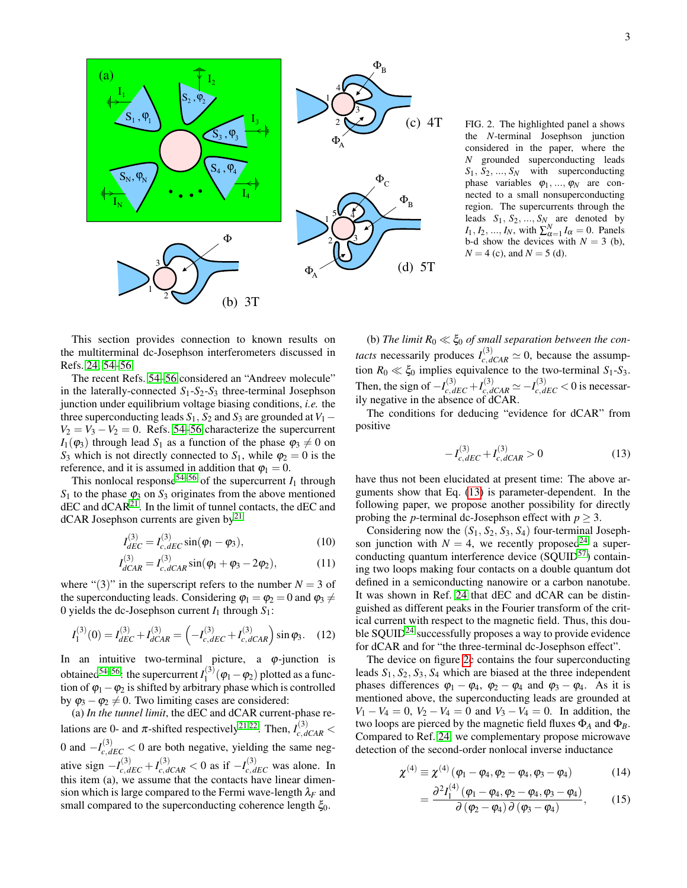FIG. 2. The highlighted panel a shows the $N$-terminal Josephson junction considered in the paper, where the $N$ grounded superconducting leads $S_1, S_2, ..., S_N$ with superconducting phase variables $\varphi_1, ..., \varphi_N$ are connected to a small nonsuperconducting region. The supercurrents through the leads $S_1, S_2, ..., S_N$ are denoted by $I_1, I_2, ..., I_N$, with $\sum_{\alpha=1}^N I_\alpha = 0$. Panels b-d show the devices with $N = 3$ (b), $N = 4$ (c), and $N = 5$ (d).

This section provides connection to known results on the multiterminal dc-Josephson interferometers discussed in Refs. [24, 54–56].

The recent Refs. [54–56] considered an "Andreev molecule" in the laterally-connected $S_1$-$S_2$-$S_3$ three-terminal Josephson junction under equilibrium voltage biasing conditions, *i.e.* the three superconducting leads $S_1$, $S_2$ and $S_3$ are grounded at $V_1 - V_2 = V_3 - V_2 = 0$. Refs. [54–56] characterize the supercurrent $I_1(\varphi_3)$ through lead $S_1$ as a function of the phase $\varphi_3 \neq 0$ on $S_3$ which is not directly connected to $S_1$, while $\varphi_2 = 0$ is the reference, and it is assumed in addition that $\varphi_1 = 0$.

This nonlocal response[54–56] of the supercurrent $I_1$ through $S_1$ to the phase $\varphi_3$ on $S_3$ originates from the above mentioned dEC and dCAR[21]. In the limit of tunnel contacts, the dEC and dCAR Josephson currents are given by[21]

$$I^{(3)}_{dEC} = I^{(3)}_{c,dEC} \sin(\varphi_1 - \varphi_3), \tag{10}$$

$$I^{(3)}_{dCAR} = I^{(3)}_{c,dCAR} \sin(\varphi_1 + \varphi_3 - 2\varphi_2), \tag{11}$$

where "(3)" in the superscript refers to the number $N = 3$ of the superconducting leads. Considering $\varphi_1 = \varphi_2 = 0$ and $\varphi_3 \neq 0$ yields the dc-Josephson current $I_1$ through $S_1$:

$$I^{(3)}_1(0) = I^{(3)}_{dEC} + I^{(3)}_{dCAR} = \left(-I^{(3)}_{c,dEC} + I^{(3)}_{c,dCAR}\right) \sin\varphi_3. \tag{12}$$

In an intuitive two-terminal picture, a $\varphi$-junction is obtained[54–56]: the supercurrent $I^{(3)}_1(\varphi_1 - \varphi_2)$ plotted as a function of $\varphi_1 - \varphi_2$ is shifted by arbitrary phase which is controlled by $\varphi_3 - \varphi_2 \neq 0$. Two limiting cases are considered:

(a) *In the tunnel limit*, the dEC and dCAR current-phase relations are 0- and $\pi$-shifted respectively[21,22]. Then, $I^{(3)}_{c,dCAR} < 0$ and $-I^{(3)}_{c,dEC} < 0$ are both negative, yielding the same negative sign $-I^{(3)}_{c,dEC} + I^{(3)}_{c,dCAR} < 0$ as if $-I^{(3)}_{c,dEC}$ was alone. In this item (a), we assume that the contacts have linear dimension which is large compared to the Fermi wave-length $\lambda_F$ and small compared to the superconducting coherence length $\xi_0$.

(b) *The limit $R_0 \ll \xi_0$ of small separation between the contacts* necessarily produces $I^{(3)}_{c,dCAR} \simeq 0$, because the assumption $R_0 \ll \xi_0$ implies equivalence to the two-terminal $S_1$-$S_3$. Then, the sign of $-I^{(3)}_{c,dEC} + I^{(3)}_{c,dCAR} \simeq -I^{(3)}_{c,dEC} < 0$ is necessarily negative in the absence of dCAR.

The conditions for deducing "evidence for dCAR" from positive

$$-I^{(3)}_{c,dEC} + I^{(3)}_{c,dCAR} > 0 \tag{13}$$

have thus not been elucidated at present time: The above arguments show that Eq. (13) is parameter-dependent. In the following paper, we propose another possibility for directly probing the $p$-terminal dc-Josephson effect with $p \geq 3$.

Considering now the $(S_1, S_2, S_3, S_4)$ four-terminal Josephson junction with $N = 4$, we recently proposed[24] a superconducting quantum interference device (SQUID[57]) containing two loops making four contacts on a double quantum dot defined in a semiconducting nanowire or a carbon nanotube. It was shown in Ref. 24 that dEC and dCAR can be distinguished as different peaks in the Fourier transform of the critical current with respect to the magnetic field. Thus, this double SQUID[24] successfully proposes a way to provide evidence for dCAR and for "the three-terminal dc-Josephson effect".

The device on figure 2c contains the four superconducting leads $S_1, S_2, S_3, S_4$ which are biased at the three independent phases differences $\varphi_1 - \varphi_4$, $\varphi_2 - \varphi_4$ and $\varphi_3 - \varphi_4$. As it is mentioned above, the superconducting leads are grounded at $V_1 - V_4 = 0$, $V_2 - V_4 = 0$ and $V_3 - V_4 = 0$. In addition, the two loops are pierced by the magnetic field fluxes $\Phi_A$ and $\Phi_B$. Compared to Ref. 24, we complementary propose microwave detection of the second-order nonlocal inverse inductance

$$\chi^{(4)} \equiv \chi^{(4)}(\varphi_1 - \varphi_4, \varphi_2 - \varphi_4, \varphi_3 - \varphi_4) \tag{14}$$

$$= \frac{\partial^2 I^{(4)}_1(\varphi_1 - \varphi_4, \varphi_2 - \varphi_4, \varphi_3 - \varphi_4)}{\partial(\varphi_2 - \varphi_4)\,\partial(\varphi_3 - \varphi_4)}, \tag{15}$$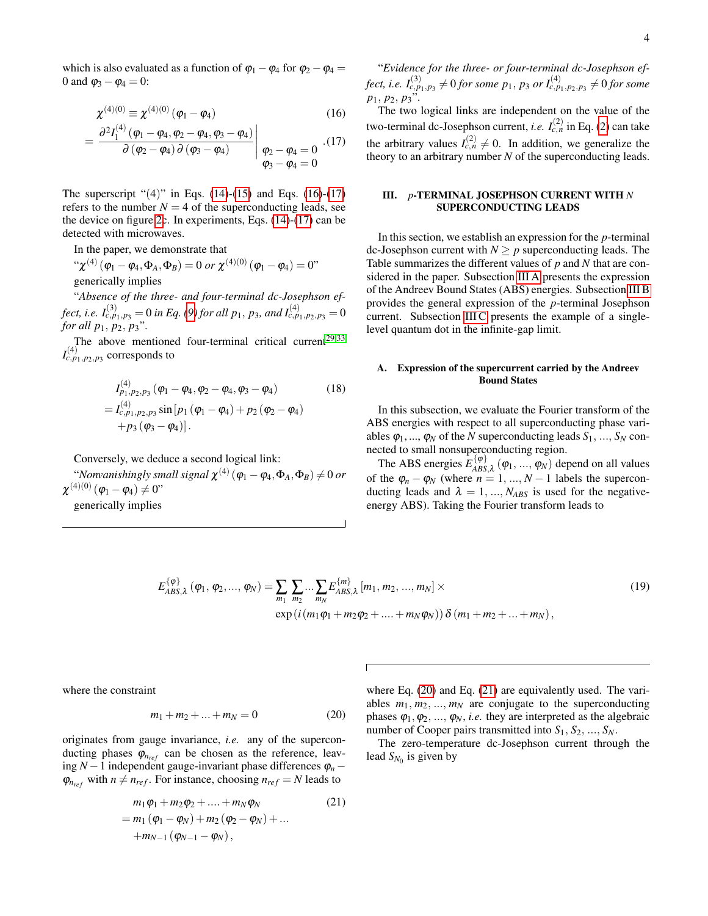which is also evaluated as a function of $\varphi_1-\varphi_4$ for $\varphi_2-\varphi_4=0$ and $\varphi_3-\varphi_4=0$:

$$
\chi^{(4)(0)} \equiv \chi^{(4)(0)}\left(\varphi_1-\varphi_4\right) \tag{16}
$$

$$
= \left.\frac{\partial^2 I_1^{(4)}\left(\varphi_1-\varphi_4,\varphi_2-\varphi_4,\varphi_3-\varphi_4\right)}{\partial\left(\varphi_2-\varphi_4\right)\partial\left(\varphi_3-\varphi_4\right)}\right|_{\substack{\varphi_2-\varphi_4=0\\ \varphi_3-\varphi_4=0}}. \tag{17}
$$

The superscript "(4)" in Eqs. (14)-(15) and Eqs. (16)-(17) refers to the number $N=4$ of the superconducting leads, see the device on figure 2c. In experiments, Eqs. (14)-(17) can be detected with microwaves.

In the paper, we demonstrate that

"$\chi^{(4)}\left(\varphi_1-\varphi_4,\Phi_A,\Phi_B\right)=0$ or $\chi^{(4)(0)}\left(\varphi_1-\varphi_4\right)=0$"

generically implies

"*Absence of the three- and four-terminal dc-Josephson effect, i.e.* $I^{(3)}_{c,p_1,p_3}=0$ *in Eq. (9) for all* $p_1$, $p_3$, *and* $I^{(4)}_{c,p_1,p_2,p_3}=0$ *for all* $p_1$, $p_2$, $p_3$".

The above mentioned four-terminal critical current[29,33] $I^{(4)}_{c,p_1,p_2,p_3}$ corresponds to

$$
\begin{aligned}
&I^{(4)}_{p_1,p_2,p_3}\left(\varphi_1-\varphi_4,\varphi_2-\varphi_4,\varphi_3-\varphi_4\right) \\
&= I^{(4)}_{c,p_1,p_2,p_3}\sin\left[p_1\left(\varphi_1-\varphi_4\right)+p_2\left(\varphi_2-\varphi_4\right)\right. \\
&\quad \left.+p_3\left(\varphi_3-\varphi_4\right)\right].
\end{aligned} \tag{18}
$$

Conversely, we deduce a second logical link:

"*Nonvanishingly small signal* $\chi^{(4)}\left(\varphi_1-\varphi_4,\Phi_A,\Phi_B\right)\neq 0$ *or* $\chi^{(4)(0)}\left(\varphi_1-\varphi_4\right)\neq 0$"

generically implies

"*Evidence for the three- or four-terminal dc-Josephson effect, i.e.* $I^{(3)}_{c,p_1,p_3}\neq 0$ *for some* $p_1$, $p_3$ *or* $I^{(4)}_{c,p_1,p_2,p_3}\neq 0$ *for some* $p_1$, $p_2$, $p_3$".

The two logical links are independent on the value of the two-terminal dc-Josephson current, *i.e.* $I^{(2)}_{c,n}$ in Eq. (2) can take the arbitrary values $I^{(2)}_{c,n}\neq 0$. In addition, we generalize the theory to an arbitrary number $N$ of the superconducting leads.

## III. $p$-TERMINAL JOSEPHSON CURRENT WITH $N$ SUPERCONDUCTING LEADS

In this section, we establish an expression for the $p$-terminal dc-Josephson current with $N\geq p$ superconducting leads. The Table summarizes the different values of $p$ and $N$ that are considered in the paper. Subsection III A presents the expression of the Andreev Bound States (ABS) energies. Subsection III B provides the general expression of the $p$-terminal Josephson current. Subsection III C presents the example of a single-level quantum dot in the infinite-gap limit.

### A. Expression of the supercurrent carried by the Andreev Bound States

In this subsection, we evaluate the Fourier transform of the ABS energies with respect to all superconducting phase variables $\varphi_1$, ..., $\varphi_N$ of the $N$ superconducting leads $S_1$, ..., $S_N$ connected to small nonsuperconducting region.

The ABS energies $E^{\{\varphi\}}_{ABS,\lambda}\left(\varphi_1,\,...,\,\varphi_N\right)$ depend on all values of the $\varphi_n-\varphi_N$ (where $n=1,\,...,\,N-1$ labels the superconducting leads and $\lambda=1,\,...,\,N_{ABS}$ is used for the negative-energy ABS). Taking the Fourier transform leads to

$$
\begin{aligned}
E^{\{\varphi\}}_{ABS,\lambda}\left(\varphi_1,\varphi_2,...,\varphi_N\right) = &\sum_{m_1}\sum_{m_2}...\sum_{m_N} E^{\{m\}}_{ABS,\lambda}\left[m_1,m_2,...,m_N\right]\times \\
&\exp\left(i\left(m_1\varphi_1+m_2\varphi_2+....+m_N\varphi_N\right)\right)\delta\left(m_1+m_2+...+m_N\right),
\end{aligned} \tag{19}
$$

where the constraint

$$
m_1+m_2+...+m_N=0 \tag{20}
$$

originates from gauge invariance, *i.e.* any of the superconducting phases $\varphi_{n_{ref}}$ can be chosen as the reference, leaving $N-1$ independent gauge-invariant phase differences $\varphi_n-\varphi_{n_{ref}}$ with $n\neq n_{ref}$. For instance, choosing $n_{ref}=N$ leads to

$$
\begin{aligned}
&m_1\varphi_1+m_2\varphi_2+....+m_N\varphi_N \\
&= m_1\left(\varphi_1-\varphi_N\right)+m_2\left(\varphi_2-\varphi_N\right)+... \\
&\quad +m_{N-1}\left(\varphi_{N-1}-\varphi_N\right),
\end{aligned} \tag{21}
$$

where Eq. (20) and Eq. (21) are equivalently used. The variables $m_1,m_2,\,...,\,m_N$ are conjugate to the superconducting phases $\varphi_1,\varphi_2,\,...,\,\varphi_N$, *i.e.* they are interpreted as the algebraic number of Cooper pairs transmitted into $S_1$, $S_2$, ..., $S_N$.

The zero-temperature dc-Josephson current through the lead $S_{N_0}$ is given by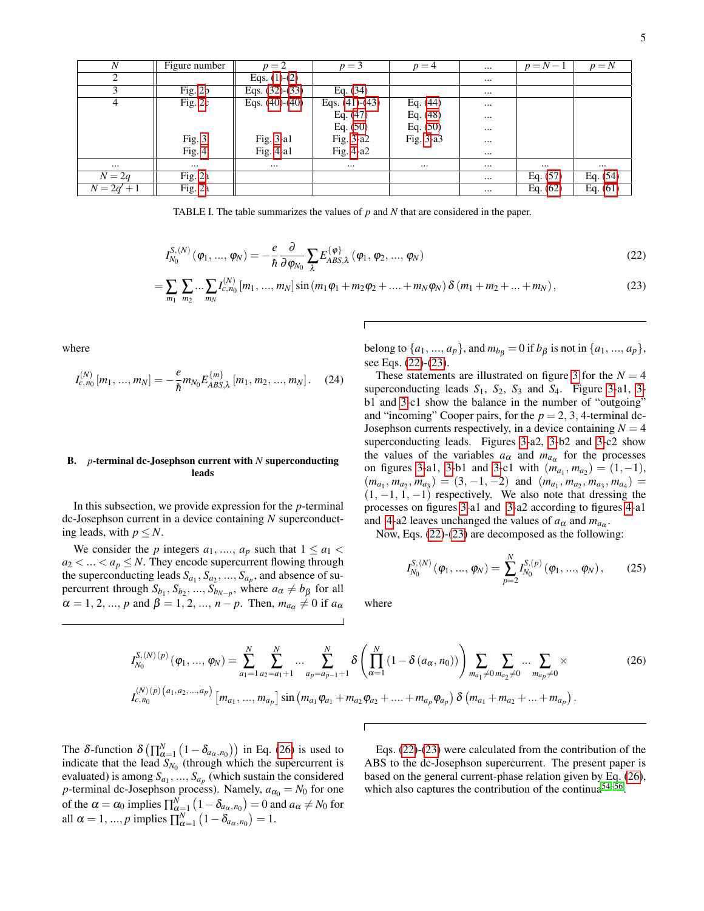| $N$ | Figure number | $p=2$ | $p=3$ | $p=4$ | ... | $p=N-1$ | $p=N$ |
|---|---|---|---|---|---|---|---|
| 2 | | Eqs. (1)-(2) | | | ... | | |
| 3 | Fig. 2b | Eqs. (32)-(33) | Eq. (34) | | ... | | |
| 4 | Fig. 2c | Eqs. (40)-(40) | Eqs. (41)-(43) | Eq. (44) | ... | | |
| | | | Eq. (47) | Eq. (48) | ... | | |
| | | | Eq. (50) | Eq. (50) | ... | | |
| | Fig. 3 | Fig. 3-a1 | Fig. 3-a2 | Fig. 3-a3 | ... | | |
| | Fig. 4 | Fig. 4-a1 | Fig. 4-a2 | | ... | | |
| ... | ... | ... | ... | ... | ... | ... | ... |
| $N=2q$ | Fig. 2a | | | | ... | Eq. (57) | Eq. (54) |
| $N=2q'+1$ | Fig. 2a | | | | ... | Eq. (62) | Eq. (61) |

TABLE I. The table summarizes the values of $p$ and $N$ that are considered in the paper.

$$I_{N_0}^{S,(N)}(\varphi_1, ..., \varphi_N) = -\frac{e}{\hbar}\frac{\partial}{\partial \varphi_{N_0}} \sum_\lambda E_{ABS,\lambda}^{\{\varphi\}}(\varphi_1, \varphi_2, ..., \varphi_N) \tag{22}$$

$$= \sum_{m_1}\sum_{m_2}...\sum_{m_N} I_{c,n_0}^{(N)}[m_1, ..., m_N] \sin(m_1\varphi_1 + m_2\varphi_2 + .... + m_N\varphi_N)\, \delta(m_1 + m_2 + ... + m_N), \tag{23}$$

where

$$I_{c,n_0}^{(N)}[m_1, ..., m_N] = -\frac{e}{\hbar} m_{N_0} E_{ABS,\lambda}^{\{m\}}[m_1, m_2, ..., m_N]. \tag{24}$$

### B. $p$-terminal dc-Josephson current with $N$ superconducting leads

In this subsection, we provide expression for the $p$-terminal dc-Josephson current in a device containing $N$ superconducting leads, with $p \leq N$.

We consider the $p$ integers $a_1$, ...., $a_p$ such that $1 \leq a_1 < a_2 < ... < a_p \leq N$. They encode supercurrent flowing through the superconducting leads $S_{a_1}, S_{a_2}, ..., S_{a_p}$, and absence of supercurrent through $S_{b_1}, S_{b_2}, ..., S_{b_{N-p}}$, where $a_\alpha \neq b_\beta$ for all $\alpha = 1, 2, ..., p$ and $\beta = 1, 2, ..., n-p$. Then, $m_{a_\alpha} \neq 0$ if $a_\alpha$ belong to $\{a_1, ..., a_p\}$, and $m_{b_\beta} = 0$ if $b_\beta$ is not in $\{a_1, ..., a_p\}$, see Eqs. (22)-(23).

These statements are illustrated on figure 3 for the $N=4$ superconducting leads $S_1$, $S_2$, $S_3$ and $S_4$. Figure 3-a1, 3-b1 and 3-c1 show the balance in the number of "outgoing" and "incoming" Cooper pairs, for the $p=2,3,4$-terminal dc-Josephson currents respectively, in a device containing $N=4$ superconducting leads. Figures 3-a2, 3-b2 and 3-c2 show the values of the variables $a_\alpha$ and $m_{a_\alpha}$ for the processes on figures 3-a1, 3-b1 and 3-c1 with $(m_{a_1}, m_{a_2}) = (1, -1)$, $(m_{a_1}, m_{a_2}, m_{a_3}) = (3, -1, -2)$ and $(m_{a_1}, m_{a_2}, m_{a_3}, m_{a_4}) = (1, -1, 1, -1)$ respectively. We also note that dressing the processes on figures 3-a1 and 3-a2 according to figures 4-a1 and 4-a2 leaves unchanged the values of $a_\alpha$ and $m_{a_\alpha}$.

Now, Eqs. (22)-(23) are decomposed as the following:

$$I_{N_0}^{S,(N)}(\varphi_1, ..., \varphi_N) = \sum_{p=2}^{N} I_{N_0}^{S,(p)}(\varphi_1, ..., \varphi_N), \tag{25}$$

where

$$I_{N_0}^{S,(N)(p)}(\varphi_1, ..., \varphi_N) = \sum_{a_1=1}^{N}\sum_{a_2=a_1+1}^{N}...\sum_{a_p=a_{p-1}+1}^{N} \delta\left(\prod_{\alpha=1}^{N}(1-\delta(a_\alpha, n_0))\right) \sum_{m_{a_1}\neq 0}\sum_{m_{a_2}\neq 0}...\sum_{m_{a_p}\neq 0} \times \tag{26}$$

$$I_{c,n_0}^{(N)(p)(a_1,a_2,...,a_p)}\left[m_{a_1}, ..., m_{a_p}\right] \sin\left(m_{a_1}\varphi_{a_1} + m_{a_2}\varphi_{a_2} + .... + m_{a_p}\varphi_{a_p}\right) \delta\left(m_{a_1} + m_{a_2} + ... + m_{a_p}\right).$$

The $\delta$-function $\delta\left(\prod_{\alpha=1}^{N}\left(1-\delta_{a_\alpha,n_0}\right)\right)$ in Eq. (26) is used to indicate that the lead $S_{N_0}$ (through which the supercurrent is evaluated) is among $S_{a_1}$, ..., $S_{a_p}$ (which sustain the considered $p$-terminal dc-Josephson process). Namely, $a_{\alpha_0} = N_0$ for one of the $\alpha = \alpha_0$ implies $\prod_{\alpha=1}^{N}\left(1-\delta_{a_\alpha,n_0}\right) = 0$ and $a_\alpha \neq N_0$ for all $\alpha = 1, ..., p$ implies $\prod_{\alpha=1}^{N}\left(1-\delta_{a_\alpha,n_0}\right) = 1$.

Eqs. (22)-(23) were calculated from the contribution of the ABS to the dc-Josephson supercurrent. The present paper is based on the general current-phase relation given by Eq. (26), which also captures the contribution of the continua[54-56].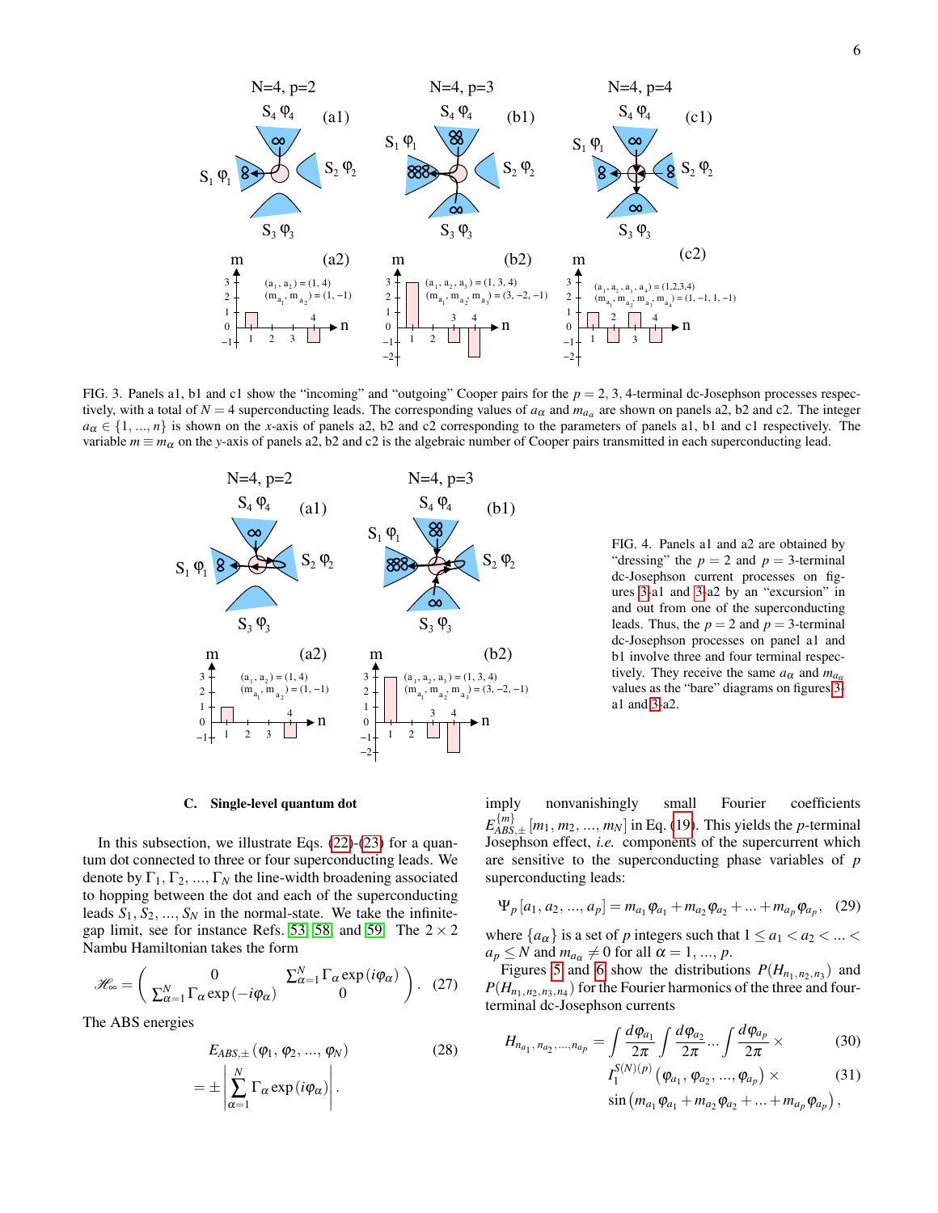FIG. 3. Panels a1, b1 and c1 show the "incoming" and "outgoing" Cooper pairs for the $p = 2, 3, 4$-terminal dc-Josephson processes respectively, with a total of $N = 4$ superconducting leads. The corresponding values of $a_\alpha$ and $m_{a_\alpha}$ are shown on panels a2, b2 and c2. The integer $a_\alpha \in \{1, ..., n\}$ is shown on the $x$-axis of panels a2, b2 and c2 corresponding to the parameters of panels a1, b1 and c1 respectively. The variable $m \equiv m_\alpha$ on the $y$-axis of panels a2, b2 and c2 is the algebraic number of Cooper pairs transmitted in each superconducting lead.

FIG. 4. Panels a1 and a2 are obtained by "dressing" the $p = 2$ and $p = 3$-terminal dc-Josephson current processes on figures 3-a1 and 3-a2 by an "excursion" in and out from one of the superconducting leads. Thus, the $p = 2$ and $p = 3$-terminal dc-Josephson processes on panel a1 and b1 involve three and four terminal respectively. They receive the same $a_\alpha$ and $m_{a_\alpha}$ values as the "bare" diagrams on figures 3-a1 and 3-a2.

### C. Single-level quantum dot

In this subsection, we illustrate Eqs. (22)-(23) for a quantum dot connected to three or four superconducting leads. We denote by $\Gamma_1, \Gamma_2, ..., \Gamma_N$ the line-width broadening associated to hopping between the dot and each of the superconducting leads $S_1, S_2, ..., S_N$ in the normal-state. We take the infinite-gap limit, see for instance Refs. [53] [58], and [59]. The $2 \times 2$ Nambu Hamiltonian takes the form

$$\mathcal{H}_\infty = \begin{pmatrix} 0 & \sum_{\alpha=1}^N \Gamma_\alpha \exp(i\varphi_\alpha) \\ \sum_{\alpha=1}^N \Gamma_\alpha \exp(-i\varphi_\alpha) & 0 \end{pmatrix}. \quad (27)$$

The ABS energies

$$E_{ABS,\pm}(\varphi_1, \varphi_2, ..., \varphi_N) \quad (28)$$

$$= \pm \left| \sum_{\alpha=1}^N \Gamma_\alpha \exp(i\varphi_\alpha) \right|.$$

imply nonvanishingly small Fourier coefficients $E_{ABS,\pm}^{\{m\}}[m_1, m_2, ..., m_N]$ in Eq. (19). This yields the $p$-terminal Josephson effect, *i.e.* components of the supercurrent which are sensitive to the superconducting phase variables of $p$ superconducting leads:

$$\Psi_p[a_1, a_2, ..., a_p] = m_{a_1}\varphi_{a_1} + m_{a_2}\varphi_{a_2} + ... + m_{a_p}\varphi_{a_p}, \quad (29)$$

where $\{a_\alpha\}$ is a set of $p$ integers such that $1 \le a_1 < a_2 < ... < a_p \le N$ and $m_{a_\alpha} \neq 0$ for all $\alpha = 1, ..., p$.

Figures 5 and 6 show the distributions $P(H_{n_1,n_2,n_3})$ and $P(H_{n_1,n_2,n_3,n_4})$ for the Fourier harmonics of the three and four-terminal dc-Josephson currents

$$H_{n_{a_1}, n_{a_2}, ..., n_{a_p}} = \int \frac{d\varphi_{a_1}}{2\pi} \int \frac{d\varphi_{a_2}}{2\pi} ... \int \frac{d\varphi_{a_p}}{2\pi} \times \quad (30)$$

$$I_1^{S(N)(p)}(\varphi_{a_1}, \varphi_{a_2}, ..., \varphi_{a_p}) \times \quad (31)$$

$$\sin\left(m_{a_1}\varphi_{a_1} + m_{a_2}\varphi_{a_2} + ... + m_{a_p}\varphi_{a_p}\right),$$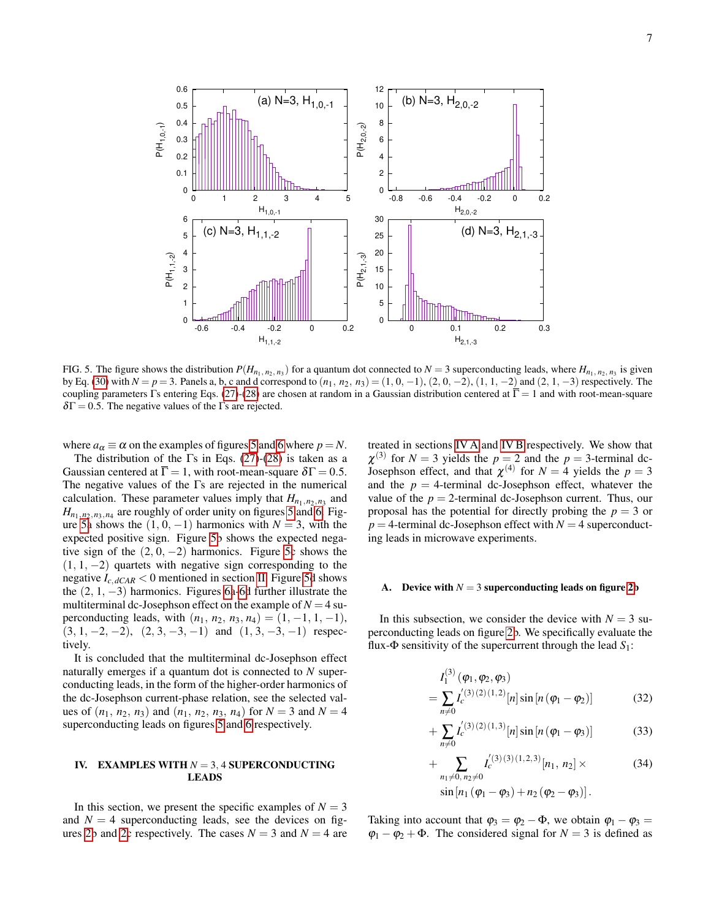FIG. 5. The figure shows the distribution $P(H_{n_1,n_2,n_3})$ for a quantum dot connected to $N=3$ superconducting leads, where $H_{n_1,n_2,n_3}$ is given by Eq. (30) with $N=p=3$. Panels a, b, c and d correspond to $(n_1,\, n_2,\, n_3) = (1,\,0,\,-1)$, $(2,\,0,\,-2)$, $(1,\,1,\,-2)$ and $(2,\,1,\,-3)$ respectively. The coupling parameters $\Gamma$s entering Eqs. (27)-(28) are chosen at random in a Gaussian distribution centered at $\overline{\Gamma}=1$ and with root-mean-square $\delta\Gamma = 0.5$. The negative values of the $\Gamma$s are rejected.

where $a_\alpha \equiv \alpha$ on the examples of figures 5 and 6 where $p=N$.

The distribution of the $\Gamma$s in Eqs. (27)-(28) is taken as a Gaussian centered at $\overline{\Gamma}=1$, with root-mean-square $\delta\Gamma = 0.5$. The negative values of the $\Gamma$s are rejected in the numerical calculation. These parameter values imply that $H_{n_1,n_2,n_3}$ and $H_{n_1,n_2,n_3,n_4}$ are roughly of order unity on figures 5 and 6. Figure 5a shows the $(1,\,0,\,-1)$ harmonics with $N=3$, with the expected positive sign. Figure 5b shows the expected negative sign of the $(2,\,0,\,-2)$ harmonics. Figure 5c shows the $(1,\,1,\,-2)$ quartets with negative sign corresponding to the negative $I_{c,dCAR}<0$ mentioned in section II. Figure 5d shows the $(2,\,1,\,-3)$ harmonics. Figures 6a-6d further illustrate the multiterminal dc-Josephson effect on the example of $N=4$ superconducting leads, with $(n_1,\, n_2,\, n_3,\, n_4) = (1,\,-1,\,1,\,-1)$, $(3,\,1,\,-2,\,-2)$, $(2,\,3,\,-3,\,-1)$ and $(1,\,3,\,-3,\,-1)$ respectively.

It is concluded that the multiterminal dc-Josephson effect naturally emerges if a quantum dot is connected to $N$ superconducting leads, in the form of the higher-order harmonics of the dc-Josephson current-phase relation, see the selected values of $(n_1,\, n_2,\, n_3)$ and $(n_1,\, n_2,\, n_3,\, n_4)$ for $N=3$ and $N=4$ superconducting leads on figures 5 and 6 respectively.

## IV. EXAMPLES WITH $N=3,4$ SUPERCONDUCTING LEADS

In this section, we present the specific examples of $N=3$ and $N=4$ superconducting leads, see the devices on figures 2b and 2c respectively. The cases $N=3$ and $N=4$ are treated in sections IV A and IV B respectively. We show that $\chi^{(3)}$ for $N=3$ yields the $p=2$ and the $p=3$-terminal dc-Josephson effect, and that $\chi^{(4)}$ for $N=4$ yields the $p=3$ and the $p=4$-terminal dc-Josephson effect, whatever the value of the $p=2$-terminal dc-Josephson current. Thus, our proposal has the potential for directly probing the $p=3$ or $p=4$-terminal dc-Josephson effect with $N=4$ superconducting leads in microwave experiments.

### A. Device with $N=3$ superconducting leads on figure 2b

In this subsection, we consider the device with $N=3$ superconducting leads on figure 2b. We specifically evaluate the flux-$\Phi$ sensitivity of the supercurrent through the lead $S_1$:

$$
\begin{aligned}
& I_1^{(3)}(\varphi_1,\varphi_2,\varphi_3) \\
&= \sum_{n\neq 0} I_c^{'(3)(2)(1,2)}[n] \sin\left[n\left(\varphi_1-\varphi_2\right)\right] && (32)\\
&+ \sum_{n\neq 0} I_c^{'(3)(2)(1,3)}[n] \sin\left[n\left(\varphi_1-\varphi_3\right)\right] && (33)\\
&+ \sum_{n_1\neq 0,\, n_2\neq 0} I_c^{'(3)(3)(1,2,3)}[n_1,\, n_2] \times && (34)\\
&\quad \sin\left[n_1\left(\varphi_1-\varphi_3\right)+n_2\left(\varphi_2-\varphi_3\right)\right].
\end{aligned}
$$

Taking into account that $\varphi_3 = \varphi_2 - \Phi$, we obtain $\varphi_1 - \varphi_3 = \varphi_1 - \varphi_2 + \Phi$. The considered signal for $N=3$ is defined as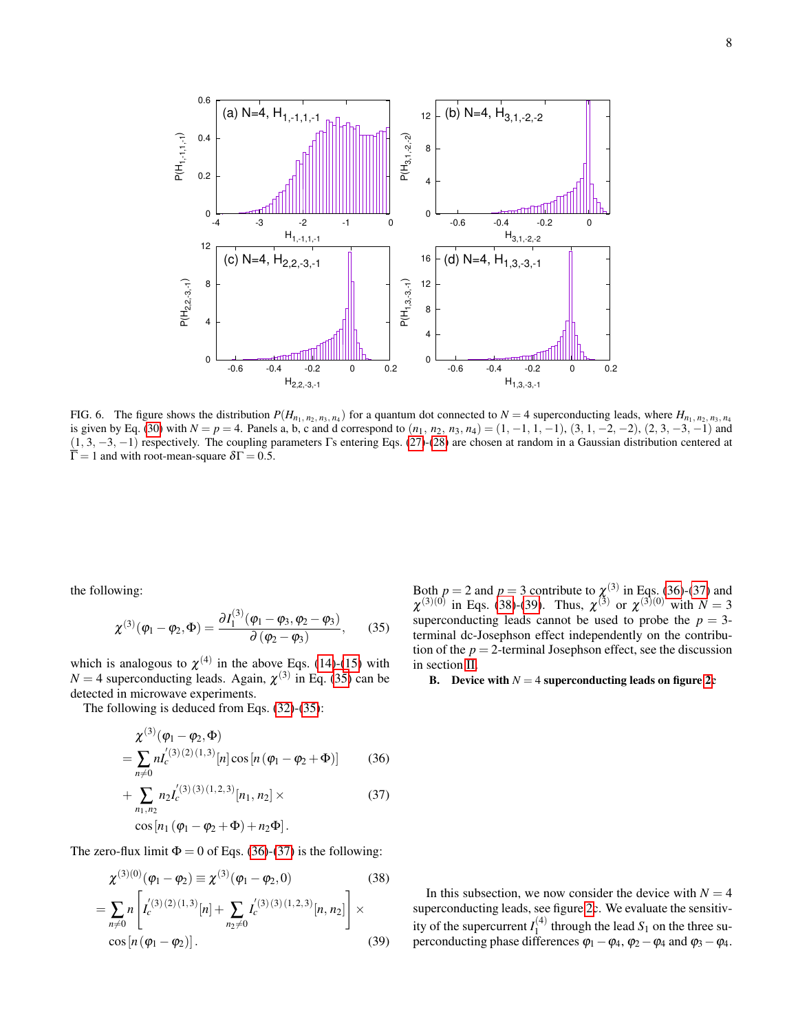FIG. 6. The figure shows the distribution $P(H_{n_1,n_2,n_3,n_4})$ for a quantum dot connected to $N=4$ superconducting leads, where $H_{n_1,n_2,n_3,n_4}$ is given by Eq. (30) with $N=p=4$. Panels a, b, c and d correspond to $(n_1, n_2, n_3, n_4) = (1,-1,1,-1)$, $(3,1,-2,-2)$, $(2,3,-3,-1)$ and $(1,3,-3,-1)$ respectively. The coupling parameters Γs entering Eqs. (27)-(28) are chosen at random in a Gaussian distribution centered at $\overline{\Gamma}=1$ and with root-mean-square $\delta\Gamma=0.5$.

the following:

$$\chi^{(3)}(\varphi_1-\varphi_2,\Phi) = \frac{\partial I_1^{(3)}(\varphi_1-\varphi_3,\varphi_2-\varphi_3)}{\partial(\varphi_2-\varphi_3)}, \qquad (35)$$

which is analogous to $\chi^{(4)}$ in the above Eqs. (14)-(15) with $N=4$ superconducting leads. Again, $\chi^{(3)}$ in Eq. (35) can be detected in microwave experiments.

The following is deduced from Eqs. (32)-(35):

$$\begin{aligned}
&\chi^{(3)}(\varphi_1-\varphi_2,\Phi)\\
&=\sum_{n\neq 0} n I_c^{'(3)(2)(1,3)}[n]\cos\left[n\left(\varphi_1-\varphi_2+\Phi\right)\right] \qquad (36)\\
&+\sum_{n_1,n_2} n_2 I_c^{'(3)(3)(1,2,3)}[n_1,n_2]\times \qquad (37)\\
&\quad\cos\left[n_1\left(\varphi_1-\varphi_2+\Phi\right)+n_2\Phi\right].
\end{aligned}$$

The zero-flux limit $\Phi=0$ of Eqs. (36)-(37) is the following:

$$\begin{aligned}
&\chi^{(3)(0)}(\varphi_1-\varphi_2)\equiv\chi^{(3)}(\varphi_1-\varphi_2,0) \qquad (38)\\
&=\sum_{n\neq 0} n\left[I_c^{'(3)(2)(1,3)}[n]+\sum_{n_2\neq 0} I_c^{'(3)(3)(1,2,3)}[n,n_2]\right]\times\\
&\quad\cos\left[n\left(\varphi_1-\varphi_2\right)\right]. \qquad (39)
\end{aligned}$$

Both $p=2$ and $p=3$ contribute to $\chi^{(3)}$ in Eqs. (36)-(37) and $\chi^{(3)(0)}$ in Eqs. (38)-(39). Thus, $\chi^{(3)}$ or $\chi^{(3)(0)}$ with $N=3$ superconducting leads cannot be used to probe the $p=3$-terminal dc-Josephson effect independently on the contribution of the $p=2$-terminal Josephson effect, see the discussion in section II.

### B. Device with $N=4$ superconducting leads on figure 2c

In this subsection, we now consider the device with $N=4$ superconducting leads, see figure 2c. We evaluate the sensitivity of the supercurrent $I_1^{(4)}$ through the lead $S_1$ on the three superconducting phase differences $\varphi_1-\varphi_4$, $\varphi_2-\varphi_4$ and $\varphi_3-\varphi_4$.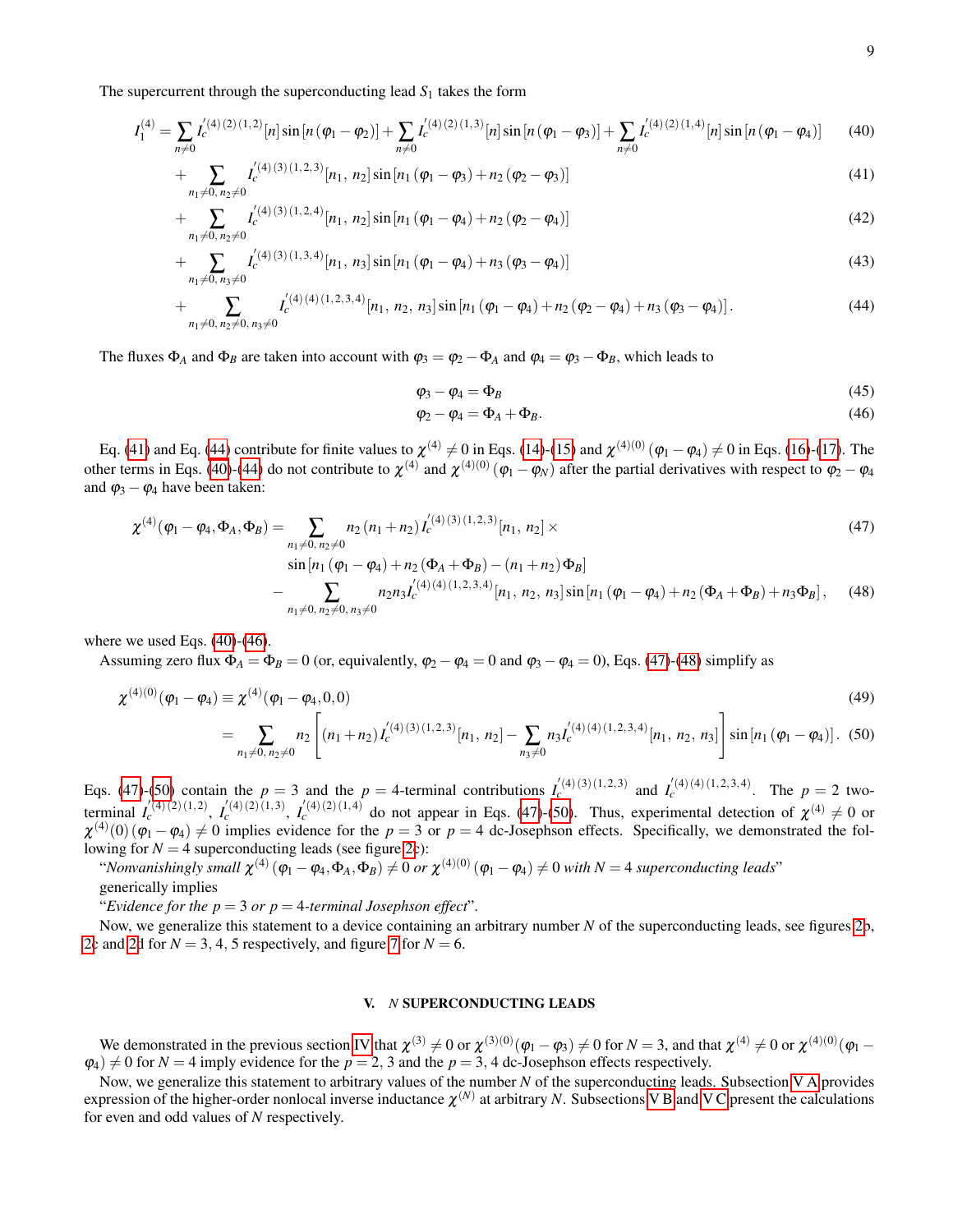The supercurrent through the superconducting lead $S_1$ takes the form

$$I_1^{(4)} = \sum_{n\neq 0} I_c^{'(4)(2)(1,2)}[n] \sin\left[n\left(\varphi_1-\varphi_2\right)\right] + \sum_{n\neq 0} I_c^{'(4)(2)(1,3)}[n] \sin\left[n\left(\varphi_1-\varphi_3\right)\right] + \sum_{n\neq 0} I_c^{'(4)(2)(1,4)}[n] \sin\left[n\left(\varphi_1-\varphi_4\right)\right] \quad (40)$$

$$+ \sum_{n_1\neq 0,\, n_2\neq 0} I_c^{'(4)(3)(1,2,3)}[n_1,\, n_2] \sin\left[n_1\left(\varphi_1-\varphi_3\right)+n_2\left(\varphi_2-\varphi_3\right)\right] \quad (41)$$

$$+ \sum_{n_1\neq 0,\, n_2\neq 0} I_c^{'(4)(3)(1,2,4)}[n_1,\, n_2] \sin\left[n_1\left(\varphi_1-\varphi_4\right)+n_2\left(\varphi_2-\varphi_4\right)\right] \quad (42)$$

$$+ \sum_{n_1\neq 0,\, n_3\neq 0} I_c^{'(4)(3)(1,3,4)}[n_1,\, n_3] \sin\left[n_1\left(\varphi_1-\varphi_4\right)+n_3\left(\varphi_3-\varphi_4\right)\right] \quad (43)$$

$$+ \sum_{n_1\neq 0,\, n_2\neq 0,\, n_3\neq 0} I_c^{'(4)(4)(1,2,3,4)}[n_1,\, n_2,\, n_3] \sin\left[n_1\left(\varphi_1-\varphi_4\right)+n_2\left(\varphi_2-\varphi_4\right)+n_3\left(\varphi_3-\varphi_4\right)\right]. \quad (44)$$

The fluxes $\Phi_A$ and $\Phi_B$ are taken into account with $\varphi_3 = \varphi_2 - \Phi_A$ and $\varphi_4 = \varphi_3 - \Phi_B$, which leads to

$$\varphi_3 - \varphi_4 = \Phi_B \quad (45)$$

$$\varphi_2 - \varphi_4 = \Phi_A + \Phi_B. \quad (46)$$

Eq. (41) and Eq. (44) contribute for finite values to $\chi^{(4)} \neq 0$ in Eqs. (14)-(15) and $\chi^{(4)(0)}\left(\varphi_1-\varphi_4\right) \neq 0$ in Eqs. (16)-(17). The other terms in Eqs. (40)-(44) do not contribute to $\chi^{(4)}$ and $\chi^{(4)(0)}\left(\varphi_1-\varphi_N\right)$ after the partial derivatives with respect to $\varphi_2-\varphi_4$ and $\varphi_3-\varphi_4$ have been taken:

$$\chi^{(4)}(\varphi_1-\varphi_4,\Phi_A,\Phi_B) = \sum_{n_1\neq 0,\, n_2\neq 0} n_2\left(n_1+n_2\right) I_c^{'(4)(3)(1,2,3)}[n_1,\, n_2] \times \quad (47)$$

$$\sin\left[n_1\left(\varphi_1-\varphi_4\right)+n_2\left(\Phi_A+\Phi_B\right)-\left(n_1+n_2\right)\Phi_B\right]$$

$$- \sum_{n_1\neq 0,\, n_2\neq 0,\, n_3\neq 0} n_2 n_3 I_c^{'(4)(4)(1,2,3,4)}[n_1,\, n_2,\, n_3] \sin\left[n_1\left(\varphi_1-\varphi_4\right)+n_2\left(\Phi_A+\Phi_B\right)+n_3\Phi_B\right], \quad (48)$$

where we used Eqs. (40)-(46).

Assuming zero flux $\Phi_A = \Phi_B = 0$ (or, equivalently, $\varphi_2-\varphi_4 = 0$ and $\varphi_3-\varphi_4 = 0$), Eqs. (47)-(48) simplify as

$$\chi^{(4)(0)}(\varphi_1-\varphi_4) \equiv \chi^{(4)}(\varphi_1-\varphi_4,0,0) \quad (49)$$

$$= \sum_{n_1\neq 0,\, n_2\neq 0} n_2 \left[\left(n_1+n_2\right) I_c^{'(4)(3)(1,2,3)}[n_1,\, n_2] - \sum_{n_3\neq 0} n_3 I_c^{'(4)(4)(1,2,3,4)}[n_1,\, n_2,\, n_3]\right] \sin\left[n_1\left(\varphi_1-\varphi_4\right)\right]. \quad (50)$$

Eqs. (47)-(50) contain the $p=3$ and the $p=4$-terminal contributions $I_c^{'(4)(3)(1,2,3)}$ and $I_c^{'(4)(4)(1,2,3,4)}$. The $p=2$ two-terminal $I_c^{'(4)(2)(1,2)}$, $I_c^{'(4)(2)(1,3)}$, $I_c^{'(4)(2)(1,4)}$ do not appear in Eqs. (47)-(50). Thus, experimental detection of $\chi^{(4)} \neq 0$ or $\chi^{(4)}(0)\left(\varphi_1-\varphi_4\right) \neq 0$ implies evidence for the $p=3$ or $p=4$ dc-Josephson effects. Specifically, we demonstrated the following for $N=4$ superconducting leads (see figure 2c):

"*Nonvanishingly small* $\chi^{(4)}\left(\varphi_1-\varphi_4,\Phi_A,\Phi_B\right) \neq 0$ *or* $\chi^{(4)(0)}\left(\varphi_1-\varphi_4\right) \neq 0$ *with* $N=4$ *superconducting leads*"

generically implies

"*Evidence for the* $p=3$ *or* $p=4$*-terminal Josephson effect*".

Now, we generalize this statement to a device containing an arbitrary number $N$ of the superconducting leads, see figures 2b, 2c and 2d for $N=3,4,5$ respectively, and figure 7 for $N=6$.

## V. $N$ SUPERCONDUCTING LEADS

We demonstrated in the previous section IV that $\chi^{(3)} \neq 0$ or $\chi^{(3)(0)}(\varphi_1-\varphi_3) \neq 0$ for $N=3$, and that $\chi^{(4)} \neq 0$ or $\chi^{(4)(0)}(\varphi_1-\varphi_4) \neq 0$ for $N=4$ imply evidence for the $p=2,3$ and the $p=3,4$ dc-Josephson effects respectively.

Now, we generalize this statement to arbitrary values of the number $N$ of the superconducting leads. Subsection V A provides expression of the higher-order nonlocal inverse inductance $\chi^{(N)}$ at arbitrary $N$. Subsections V B and V C present the calculations for even and odd values of $N$ respectively.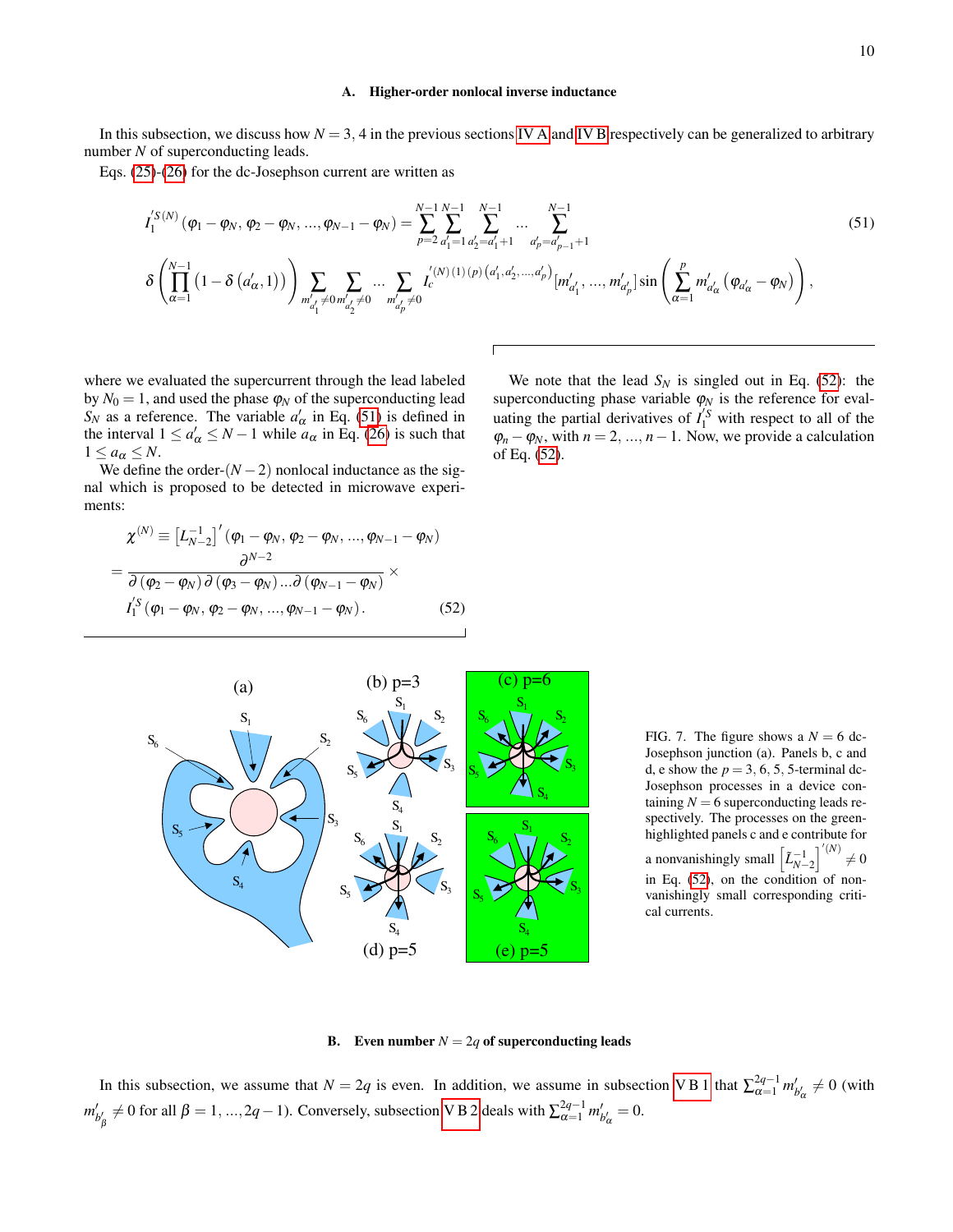### A. Higher-order nonlocal inverse inductance

In this subsection, we discuss how $N=3,4$ in the previous sections IV A and IV B respectively can be generalized to arbitrary number $N$ of superconducting leads.

Eqs. (25)-(26) for the dc-Josephson current are written as

$$I_1^{\prime S\,(N)}\left(\varphi_1-\varphi_N,\,\varphi_2-\varphi_N,\,...,\,\varphi_{N-1}-\varphi_N\right)=\sum_{p=2}^{N-1}\sum_{a_1'=1}^{N-1}\sum_{a_2'=a_1'+1}^{N-1}...\sum_{a_p'=a_{p-1}'+1}^{N-1}\tag{51}$$

$$\delta\left(\prod_{\alpha=1}^{N-1}\left(1-\delta\left(a_\alpha',1\right)\right)\right)\sum_{m_{a_1'}'\neq 0}\sum_{m_{a_2'}'\neq 0}...\sum_{m_{a_p'}'\neq 0}I_c^{\prime(N)\,(1)\,(p)\left(a_1',a_2',...,a_p'\right)}[m_{a_1'}',\,...,\,m_{a_p'}']\sin\left(\sum_{\alpha=1}^{p}m_{a_\alpha'}'\left(\varphi_{a_\alpha'}-\varphi_N\right)\right),$$

where we evaluated the supercurrent through the lead labeled by $N_0=1$, and used the phase $\varphi_N$ of the superconducting lead $S_N$ as a reference. The variable $a_\alpha'$ in Eq. (51) is defined in the interval $1\le a_\alpha'\le N-1$ while $a_\alpha$ in Eq. (26) is such that $1\le a_\alpha\le N$.

We define the order-$(N-2)$ nonlocal inductance as the signal which is proposed to be detected in microwave experiments:

$$\begin{aligned}\chi^{(N)}&\equiv\left[L_{N-2}^{-1}\right]'\left(\varphi_1-\varphi_N,\,\varphi_2-\varphi_N,\,...,\,\varphi_{N-1}-\varphi_N\right)\\&=\frac{\partial^{N-2}}{\partial\left(\varphi_2-\varphi_N\right)\partial\left(\varphi_3-\varphi_N\right)...\partial\left(\varphi_{N-1}-\varphi_N\right)}\times\\&\quad I_1^{\prime S}\left(\varphi_1-\varphi_N,\,\varphi_2-\varphi_N,\,...,\,\varphi_{N-1}-\varphi_N\right).\end{aligned}\tag{52}$$

We note that the lead $S_N$ is singled out in Eq. (52): the superconducting phase variable $\varphi_N$ is the reference for evaluating the partial derivatives of $I_1'^S$ with respect to all of the $\varphi_n-\varphi_N$, with $n=2,\,...,\,n-1$. Now, we provide a calculation of Eq. (52).

FIG. 7. The figure shows a $N=6$ dc-Josephson junction (a). Panels b, c and d, e show the $p=3,6,5,5$-terminal dc-Josephson processes in a device containing $N=6$ superconducting leads respectively. The processes on the green-highlighted panels c and e contribute for a nonvanishingly small $\left[\tilde{L}_{N-2}^{-1}\right]'^{(N)}\neq 0$ in Eq. (52), on the condition of nonvanishingly small corresponding critical currents.

### B. Even number $N=2q$ of superconducting leads

In this subsection, we assume that $N=2q$ is even. In addition, we assume in subsection V B 1 that $\sum_{\alpha=1}^{2q-1}m_{b_\alpha'}'\neq 0$ (with $m_{b_\beta'}'\neq 0$ for all $\beta=1,\,...,2q-1$). Conversely, subsection V B 2 deals with $\sum_{\alpha=1}^{2q-1}m_{b_\alpha'}'=0$.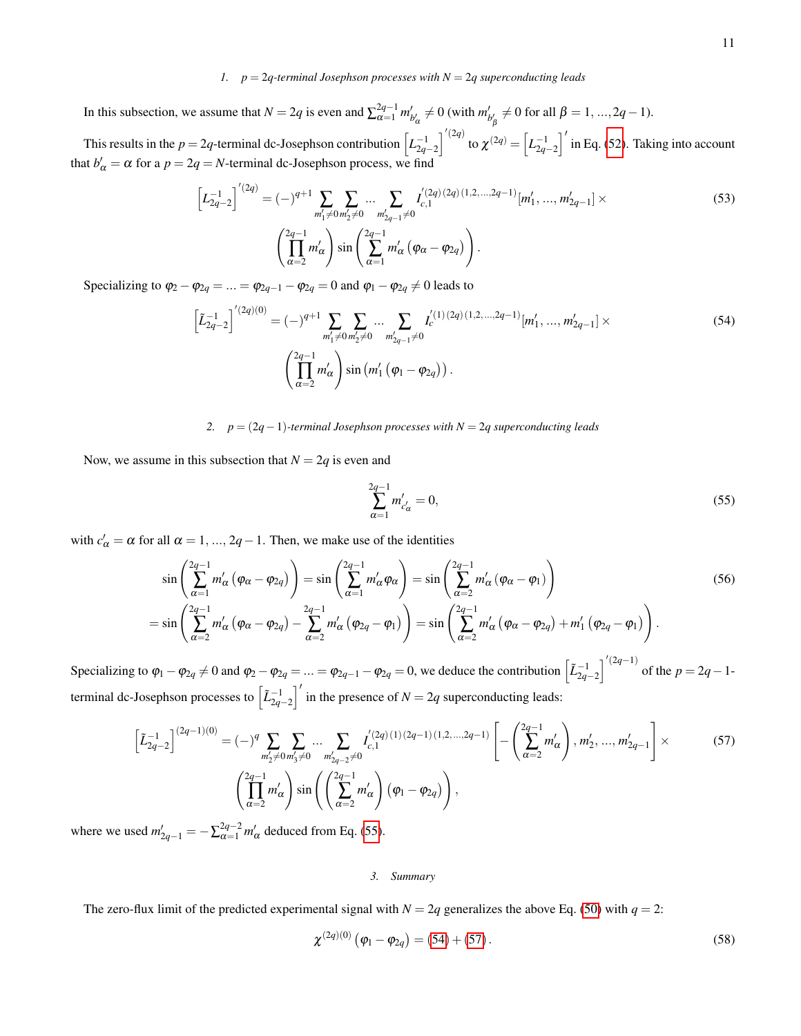### 1. $p = 2q$-terminal Josephson processes with $N = 2q$ superconducting leads

In this subsection, we assume that $N = 2q$ is even and $\sum_{\alpha=1}^{2q-1} m'_{b'_\alpha} \neq 0$ (with $m'_{b'_\beta} \neq 0$ for all $\beta = 1, ..., 2q-1$).

This results in the $p = 2q$-terminal dc-Josephson contribution $\left[L^{-1}_{2q-2}\right]^{'(2q)}$ to $\chi^{(2q)} = \left[L^{-1}_{2q-2}\right]'$ in Eq. (52). Taking into account that $b'_\alpha = \alpha$ for a $p = 2q = N$-terminal dc-Josephson process, we find

$$
\left[L^{-1}_{2q-2}\right]^{'(2q)} = (-)^{q+1} \sum_{m'_1 \neq 0} \sum_{m'_2 \neq 0} ... \sum_{m'_{2q-1} \neq 0} I^{'(2q)\,(2q)\,(1,2,...,2q-1)}_{c,1}[m'_1, ..., m'_{2q-1}] \times \left(\prod_{\alpha=2}^{2q-1} m'_\alpha\right) \sin\left(\sum_{\alpha=1}^{2q-1} m'_\alpha \left(\varphi_\alpha - \varphi_{2q}\right)\right). \tag{53}
$$

Specializing to $\varphi_2 - \varphi_{2q} = ... = \varphi_{2q-1} - \varphi_{2q} = 0$ and $\varphi_1 - \varphi_{2q} \neq 0$ leads to

$$
\left[\tilde{L}^{-1}_{2q-2}\right]^{'(2q)(0)} = (-)^{q+1} \sum_{m'_1 \neq 0} \sum_{m'_2 \neq 0} ... \sum_{m'_{2q-1} \neq 0} I^{'(1)\,(2q)\,(1,2,...,2q-1)}_{c}[m'_1, ..., m'_{2q-1}] \times \left(\prod_{\alpha=2}^{2q-1} m'_\alpha\right) \sin\left(m'_1 \left(\varphi_1 - \varphi_{2q}\right)\right). \tag{54}
$$

### 2. $p = (2q-1)$-terminal Josephson processes with $N = 2q$ superconducting leads

Now, we assume in this subsection that $N = 2q$ is even and

$$
\sum_{\alpha=1}^{2q-1} m'_{c'_\alpha} = 0, \tag{55}
$$

with $c'_\alpha = \alpha$ for all $\alpha = 1, ..., 2q-1$. Then, we make use of the identities

$$
\begin{aligned}
\sin\left(\sum_{\alpha=1}^{2q-1} m'_\alpha \left(\varphi_\alpha - \varphi_{2q}\right)\right) &= \sin\left(\sum_{\alpha=1}^{2q-1} m'_\alpha \varphi_\alpha\right) = \sin\left(\sum_{\alpha=2}^{2q-1} m'_\alpha \left(\varphi_\alpha - \varphi_1\right)\right) \\
= \sin\left(\sum_{\alpha=2}^{2q-1} m'_\alpha \left(\varphi_\alpha - \varphi_{2q}\right) - \sum_{\alpha=2}^{2q-1} m'_\alpha \left(\varphi_{2q} - \varphi_1\right)\right) &= \sin\left(\sum_{\alpha=2}^{2q-1} m'_\alpha \left(\varphi_\alpha - \varphi_{2q}\right) + m'_1 \left(\varphi_{2q} - \varphi_1\right)\right).
\end{aligned} \tag{56}
$$

Specializing to $\varphi_1 - \varphi_{2q} \neq 0$ and $\varphi_2 - \varphi_{2q} = ... = \varphi_{2q-1} - \varphi_{2q} = 0$, we deduce the contribution $\left[\tilde{L}^{-1}_{2q-2}\right]^{'(2q-1)}$ of the $p = 2q-1$-terminal dc-Josephson processes to $\left[\tilde{L}^{-1}_{2q-2}\right]'$ in the presence of $N = 2q$ superconducting leads:

$$
\left[\tilde{L}^{-1}_{2q-2}\right]^{(2q-1)(0)} = (-)^{q} \sum_{m'_2 \neq 0} \sum_{m'_3 \neq 0} ... \sum_{m'_{2q-2} \neq 0} I^{'(2q)\,(1)\,(2q-1)\,(1,2,...,2q-1)}_{c,1}\left[-\left(\sum_{\alpha=2}^{2q-1} m'_\alpha\right), m'_2, ..., m'_{2q-1}\right] \times \left(\prod_{\alpha=2}^{2q-1} m'_\alpha\right) \sin\left(\left(\sum_{\alpha=2}^{2q-1} m'_\alpha\right)\left(\varphi_1 - \varphi_{2q}\right)\right), \tag{57}
$$

where we used $m'_{2q-1} = -\sum_{\alpha=1}^{2q-2} m'_\alpha$ deduced from Eq. (55).

### 3. Summary

The zero-flux limit of the predicted experimental signal with $N = 2q$ generalizes the above Eq. (50) with $q = 2$:

$$
\chi^{(2q)(0)}\left(\varphi_1 - \varphi_{2q}\right) = (54) + (57). \tag{58}
$$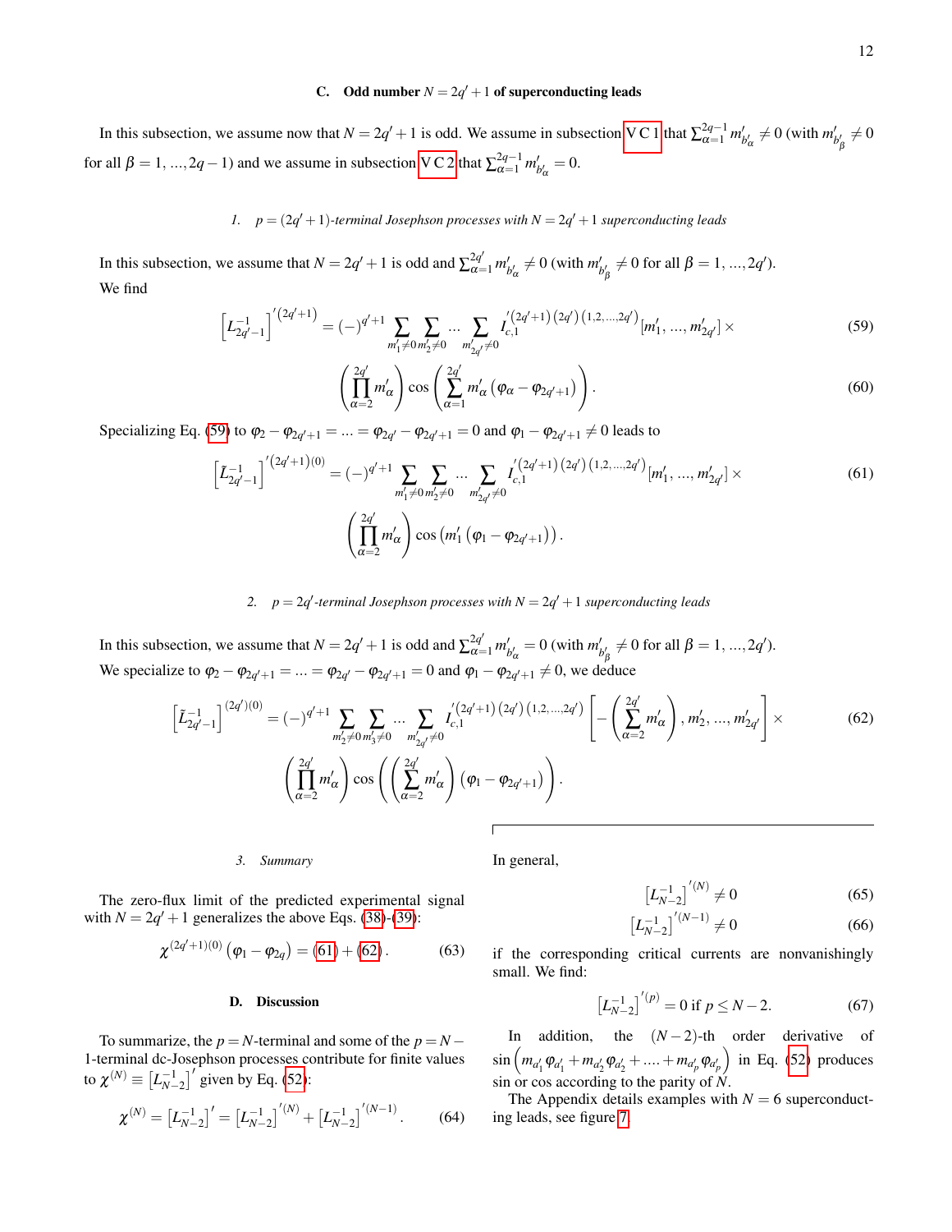### C. Odd number $N = 2q'+1$ of superconducting leads

In this subsection, we assume now that $N = 2q'+1$ is odd. We assume in subsection V C 1 that $\sum_{\alpha=1}^{2q-1} m'_{b'_\alpha} \neq 0$ (with $m'_{b'_\beta} \neq 0$ for all $\beta = 1, ..., 2q-1$) and we assume in subsection V C 2 that $\sum_{\alpha=1}^{2q-1} m'_{b'_\alpha} = 0$.

#### 1. $p = (2q'+1)$-terminal Josephson processes with $N = 2q'+1$ superconducting leads

In this subsection, we assume that $N = 2q'+1$ is odd and $\sum_{\alpha=1}^{2q'} m'_{b'_\alpha} \neq 0$ (with $m'_{b'_\beta} \neq 0$ for all $\beta = 1, ..., 2q'$). We find

$$\left[L^{-1}_{2q'-1}\right]'^{(2q'+1)} = (-)^{q'+1} \sum_{m'_1 \neq 0} \sum_{m'_2 \neq 0} \ldots \sum_{m'_{2q'} \neq 0} I'^{(2q'+1)\,(2q')\,(1,2,...,2q')}_{c,1}[m'_1, ..., m'_{2q'}] \times \tag{59}$$

$$\left(\prod_{\alpha=2}^{2q'} m'_\alpha\right) \cos\left(\sum_{\alpha=1}^{2q'} m'_\alpha \left(\varphi_\alpha - \varphi_{2q'+1}\right)\right). \tag{60}$$

Specializing Eq. (59) to $\varphi_2 - \varphi_{2q'+1} = ... = \varphi_{2q'} - \varphi_{2q'+1} = 0$ and $\varphi_1 - \varphi_{2q'+1} \neq 0$ leads to

$$\left[\tilde{L}^{-1}_{2q'-1}\right]'^{(2q'+1)(0)} = (-)^{q'+1} \sum_{m'_1 \neq 0} \sum_{m'_2 \neq 0} \ldots \sum_{m'_{2q'} \neq 0} I'^{(2q'+1)\,(2q')\,(1,2,...,2q')}_{c,1}[m'_1, ..., m'_{2q'}] \times \tag{61}$$

$$\left(\prod_{\alpha=2}^{2q'} m'_\alpha\right) \cos\left(m'_1 \left(\varphi_1 - \varphi_{2q'+1}\right)\right).$$

#### 2. $p = 2q'$-terminal Josephson processes with $N = 2q'+1$ superconducting leads

In this subsection, we assume that $N = 2q'+1$ is odd and $\sum_{\alpha=1}^{2q'} m'_{b'_\alpha} = 0$ (with $m'_{b'_\beta} \neq 0$ for all $\beta = 1, ..., 2q'$). We specialize to $\varphi_2 - \varphi_{2q'+1} = ... = \varphi_{2q'} - \varphi_{2q'+1} = 0$ and $\varphi_1 - \varphi_{2q'+1} \neq 0$, we deduce

$$\left[\tilde{L}^{-1}_{2q'-1}\right]^{(2q')(0)} = (-)^{q'+1} \sum_{m'_2 \neq 0} \sum_{m'_3 \neq 0} \ldots \sum_{m'_{2q'} \neq 0} I'^{(2q'+1)\,(2q')\,(1,2,...,2q')}_{c,1}\left[-\left(\sum_{\alpha=2}^{2q'} m'_\alpha\right), m'_2, ..., m'_{2q'}\right] \times \tag{62}$$

$$\left(\prod_{\alpha=2}^{2q'} m'_\alpha\right) \cos\left(\left(\sum_{\alpha=2}^{2q'} m'_\alpha\right)\left(\varphi_1 - \varphi_{2q'+1}\right)\right).$$

#### 3. Summary

The zero-flux limit of the predicted experimental signal with $N = 2q'+1$ generalizes the above Eqs. (38)-(39):

$$\chi^{(2q'+1)(0)}\left(\varphi_1 - \varphi_{2q}\right) = (61) + (62). \tag{63}$$

### D. Discussion

To summarize, the $p = N$-terminal and some of the $p = N-1$-terminal dc-Josephson processes contribute for finite values to $\chi^{(N)} \equiv \left[L^{-1}_{N-2}\right]'$ given by Eq. (52):

$$\chi^{(N)} = \left[L^{-1}_{N-2}\right]' = \left[L^{-1}_{N-2}\right]'^{(N)} + \left[L^{-1}_{N-2}\right]'^{(N-1)}. \tag{64}$$

In general,

$$\left[L^{-1}_{N-2}\right]'^{(N)} \neq 0 \tag{65}$$

$$\left[L^{-1}_{N-2}\right]'^{(N-1)} \neq 0 \tag{66}$$

if the corresponding critical currents are nonvanishingly small. We find:

$$\left[L^{-1}_{N-2}\right]'^{(p)} = 0 \text{ if } p \leq N-2. \tag{67}$$

In addition, the $(N-2)$-th order derivative of $\sin\left(m_{a'_1}\varphi_{a'_1} + m_{a'_2}\varphi_{a'_2} + .... + m_{a'_p}\varphi_{a'_p}\right)$ in Eq. (52) produces sin or cos according to the parity of $N$.

The Appendix details examples with $N = 6$ superconducting leads, see figure 7.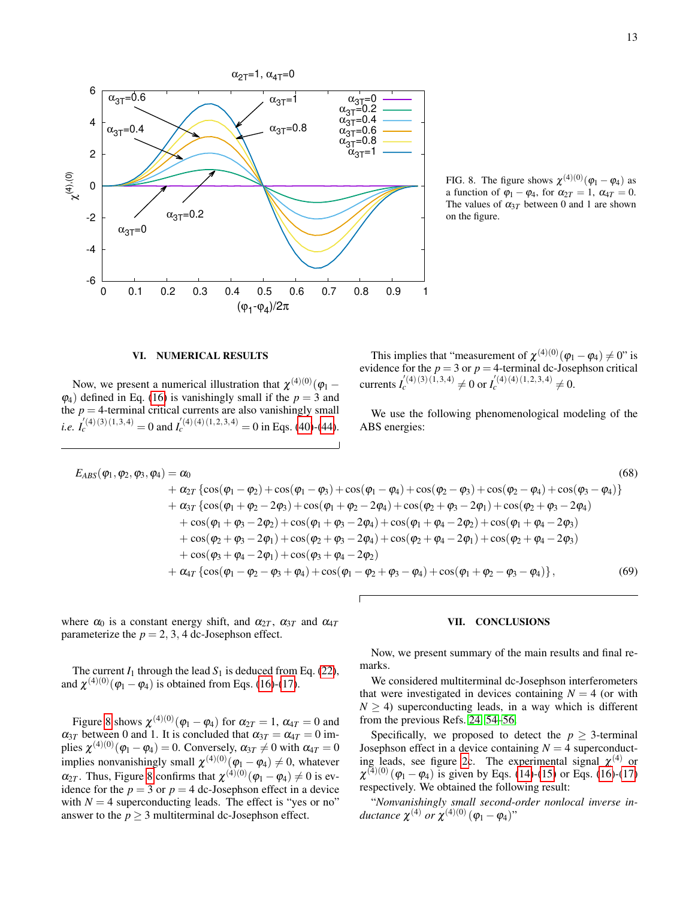FIG. 8. The figure shows $\chi^{(4)(0)}(\varphi_1-\varphi_4)$ as a function of $\varphi_1-\varphi_4$, for $\alpha_{2T}=1$, $\alpha_{4T}=0$. The values of $\alpha_{3T}$ between 0 and 1 are shown on the figure.

## VI. NUMERICAL RESULTS

Now, we present a numerical illustration that $\chi^{(4)(0)}(\varphi_1-\varphi_4)$ defined in Eq. (16) is vanishingly small if the $p=3$ and the $p=4$-terminal critical currents are also vanishingly small *i.e.* $I_c^{'(4)(3)(1,3,4)}=0$ and $I_c^{'(4)(4)(1,2,3,4)}=0$ in Eqs. (40)-(44).

This implies that "measurement of $\chi^{(4)(0)}(\varphi_1-\varphi_4)\neq 0$" is evidence for the $p=3$ or $p=4$-terminal dc-Josephson critical currents $I_c^{'(4)(3)(1,3,4)}\neq 0$ or $I_c^{'(4)(4)(1,2,3,4)}\neq 0$.

We use the following phenomenological modeling of the ABS energies:

$$
\begin{aligned}
E_{ABS}(\varphi_1,\varphi_2,\varphi_3,\varphi_4) &= \alpha_0 &(68)\\
&+\alpha_{2T}\left\{\cos(\varphi_1-\varphi_2)+\cos(\varphi_1-\varphi_3)+\cos(\varphi_1-\varphi_4)+\cos(\varphi_2-\varphi_3)+\cos(\varphi_2-\varphi_4)+\cos(\varphi_3-\varphi_4)\right\}\\
&+\alpha_{3T}\left\{\cos(\varphi_1+\varphi_2-2\varphi_3)+\cos(\varphi_1+\varphi_2-2\varphi_4)+\cos(\varphi_2+\varphi_3-2\varphi_1)+\cos(\varphi_2+\varphi_3-2\varphi_4)\right.\\
&\quad+\cos(\varphi_1+\varphi_3-2\varphi_2)+\cos(\varphi_1+\varphi_3-2\varphi_4)+\cos(\varphi_1+\varphi_4-2\varphi_2)+\cos(\varphi_1+\varphi_4-2\varphi_3)\\
&\quad+\cos(\varphi_2+\varphi_3-2\varphi_1)+\cos(\varphi_2+\varphi_3-2\varphi_4)+\cos(\varphi_2+\varphi_4-2\varphi_1)+\cos(\varphi_2+\varphi_4-2\varphi_3)\\
&\quad\left.+\cos(\varphi_3+\varphi_4-2\varphi_1)+\cos(\varphi_3+\varphi_4-2\varphi_2)\right)\\
&+\alpha_{4T}\left\{\cos(\varphi_1-\varphi_2-\varphi_3+\varphi_4)+\cos(\varphi_1-\varphi_2+\varphi_3-\varphi_4)+\cos(\varphi_1+\varphi_2-\varphi_3-\varphi_4)\right\}, &(69)
\end{aligned}
$$

where $\alpha_0$ is a constant energy shift, and $\alpha_{2T}$, $\alpha_{3T}$ and $\alpha_{4T}$ parameterize the $p=2,3,4$ dc-Josephson effect.

The current $I_1$ through the lead $S_1$ is deduced from Eq. (22), and $\chi^{(4)(0)}(\varphi_1-\varphi_4)$ is obtained from Eqs. (16)-(17).

Figure 8 shows $\chi^{(4)(0)}(\varphi_1-\varphi_4)$ for $\alpha_{2T}=1$, $\alpha_{4T}=0$ and $\alpha_{3T}$ between 0 and 1. It is concluded that $\alpha_{3T}=\alpha_{4T}=0$ implies $\chi^{(4)(0)}(\varphi_1-\varphi_4)=0$. Conversely, $\alpha_{3T}\neq 0$ with $\alpha_{4T}=0$ implies nonvanishingly small $\chi^{(4)(0)}(\varphi_1-\varphi_4)\neq 0$, whatever $\alpha_{2T}$. Thus, Figure 8 confirms that $\chi^{(4)(0)}(\varphi_1-\varphi_4)\neq 0$ is evidence for the $p=3$ or $p=4$ dc-Josephson effect in a device with $N=4$ superconducting leads. The effect is "yes or no" answer to the $p\geq 3$ multiterminal dc-Josephson effect.

## VII. CONCLUSIONS

Now, we present summary of the main results and final remarks.

We considered multiterminal dc-Josephson interferometers that were investigated in devices containing $N=4$ (or with $N\geq 4$) superconducting leads, in a way which is different from the previous Refs. 24, 54–56.

Specifically, we proposed to detect the $p\geq 3$-terminal Josephson effect in a device containing $N=4$ superconducting leads, see figure 2c. The experimental signal $\chi^{(4)}$ or $\chi^{(4)(0)}(\varphi_1-\varphi_4)$ is given by Eqs. (14)-(15) or Eqs. (16)-(17) respectively. We obtained the following result:

"*Nonvanishingly small second-order nonlocal inverse inductance* $\chi^{(4)}$ *or* $\chi^{(4)(0)}(\varphi_1-\varphi_4)$"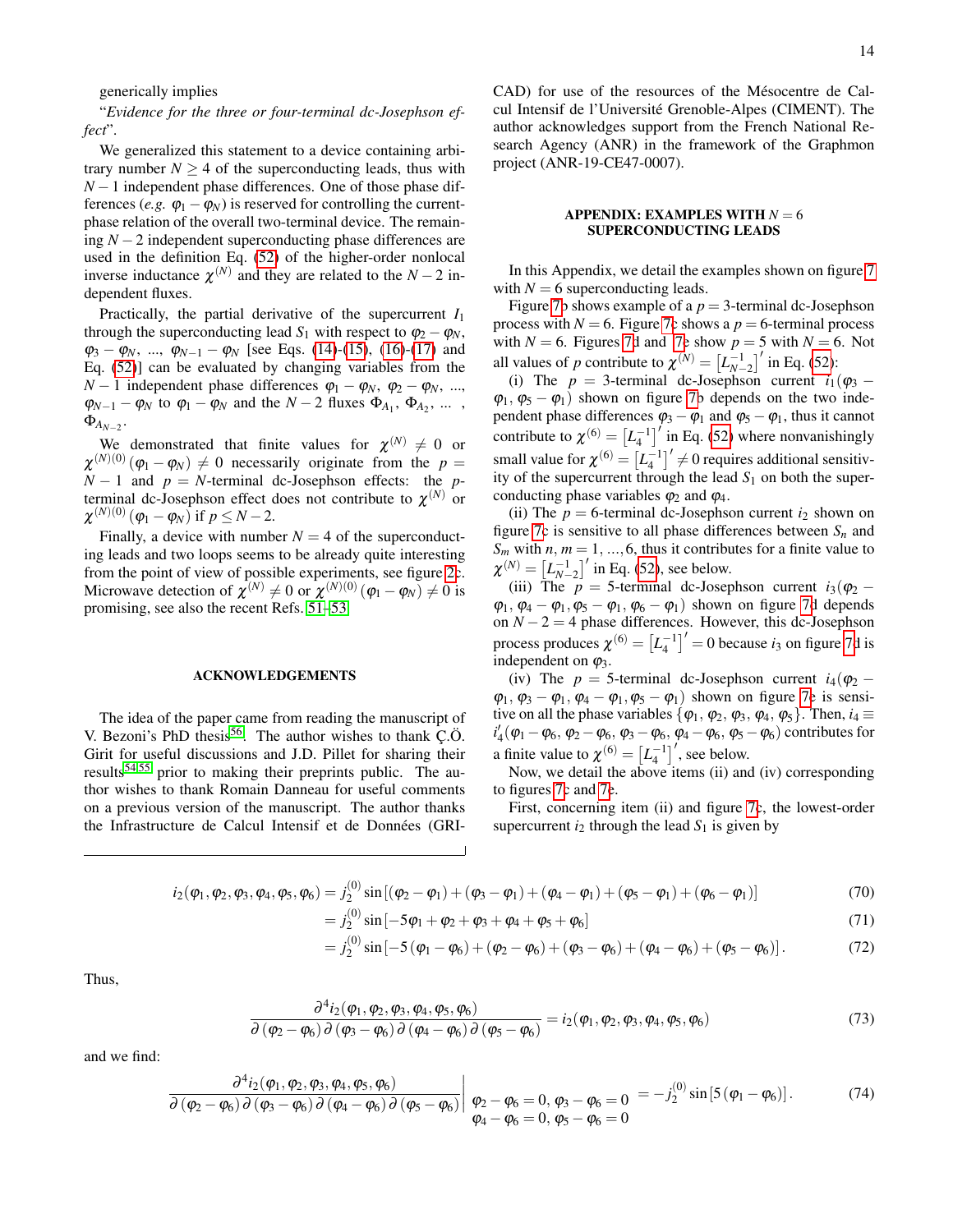generically implies

"*Evidence for the three or four-terminal dc-Josephson effect*".

We generalized this statement to a device containing arbitrary number $N \geq 4$ of the superconducting leads, thus with $N-1$ independent phase differences. One of those phase differences (*e.g.* $\varphi_1 - \varphi_N$) is reserved for controlling the current-phase relation of the overall two-terminal device. The remaining $N-2$ independent superconducting phase differences are used in the definition Eq. (52) of the higher-order nonlocal inverse inductance $\chi^{(N)}$ and they are related to the $N-2$ independent fluxes.

Practically, the partial derivative of the supercurrent $I_1$ through the superconducting lead $S_1$ with respect to $\varphi_2 - \varphi_N$, $\varphi_3 - \varphi_N$, ..., $\varphi_{N-1} - \varphi_N$ [see Eqs. (14)-(15), (16)-(17) and Eq. (52)] can be evaluated by changing variables from the $N-1$ independent phase differences $\varphi_1 - \varphi_N$, $\varphi_2 - \varphi_N$, ..., $\varphi_{N-1} - \varphi_N$ to $\varphi_1 - \varphi_N$ and the $N-2$ fluxes $\Phi_{A_1}$, $\Phi_{A_2}$, ... , $\Phi_{A_{N-2}}$.

We demonstrated that finite values for $\chi^{(N)} \neq 0$ or $\chi^{(N)(0)}(\varphi_1 - \varphi_N) \neq 0$ necessarily originate from the $p = N-1$ and $p = N$-terminal dc-Josephson effects: the $p$-terminal dc-Josephson effect does not contribute to $\chi^{(N)}$ or $\chi^{(N)(0)}(\varphi_1 - \varphi_N)$ if $p \leq N-2$.

Finally, a device with number $N = 4$ of the superconducting leads and two loops seems to be already quite interesting from the point of view of possible experiments, see figure 2c. Microwave detection of $\chi^{(N)} \neq 0$ or $\chi^{(N)(0)}(\varphi_1 - \varphi_N) \neq 0$ is promising, see also the recent Refs. 51–53.

## ACKNOWLEDGEMENTS

The idea of the paper came from reading the manuscript of V. Bezoni's PhD thesis[56]. The author wishes to thank Ç.Ö. Girit for useful discussions and J.D. Pillet for sharing their results[54,55] prior to making their preprints public. The author wishes to thank Romain Danneau for useful comments on a previous version of the manuscript. The author thanks the Infrastructure de Calcul Intensif et de Données (GRICAD) for use of the resources of the Mésocentre de Calcul Intensif de l'Université Grenoble-Alpes (CIMENT). The author acknowledges support from the French National Research Agency (ANR) in the framework of the Graphmon project (ANR-19-CE47-0007).

## APPENDIX: EXAMPLES WITH $N = 6$ SUPERCONDUCTING LEADS

In this Appendix, we detail the examples shown on figure 7 with $N = 6$ superconducting leads.

Figure 7b shows example of a $p = 3$-terminal dc-Josephson process with $N = 6$. Figure 7c shows a $p = 6$-terminal process with $N = 6$. Figures 7d and 7e show $p = 5$ with $N = 6$. Not all values of $p$ contribute to $\chi^{(N)} = \left[L_{N-2}^{-1}\right]'$ in Eq. (52):

(i) The $p = 3$-terminal dc-Josephson current $i_1(\varphi_3 - \varphi_1, \varphi_5 - \varphi_1)$ shown on figure 7b depends on the two independent phase differences $\varphi_3 - \varphi_1$ and $\varphi_5 - \varphi_1$, thus it cannot contribute to $\chi^{(6)} = \left[L_4^{-1}\right]'$ in Eq. (52) where nonvanishingly small value for $\chi^{(6)} = \left[L_4^{-1}\right]' \neq 0$ requires additional sensitivity of the supercurrent through the lead $S_1$ on both the superconducting phase variables $\varphi_2$ and $\varphi_4$.

(ii) The $p = 6$-terminal dc-Josephson current $i_2$ shown on figure 7c is sensitive to all phase differences between $S_n$ and $S_m$ with $n, m = 1, ..., 6$, thus it contributes for a finite value to $\chi^{(N)} = \left[L_{N-2}^{-1}\right]'$ in Eq. (52), see below.

(iii) The $p = 5$-terminal dc-Josephson current $i_3(\varphi_2 - \varphi_1, \varphi_4 - \varphi_1, \varphi_5 - \varphi_1, \varphi_6 - \varphi_1)$ shown on figure 7d depends on $N-2 = 4$ phase differences. However, this dc-Josephson process produces $\chi^{(6)} = \left[L_4^{-1}\right]' = 0$ because $i_3$ on figure 7d is independent on $\varphi_3$.

(iv) The $p = 5$-terminal dc-Josephson current $i_4(\varphi_2 - \varphi_1, \varphi_3 - \varphi_1, \varphi_4 - \varphi_1, \varphi_5 - \varphi_1)$ shown on figure 7e is sensitive on all the phase variables $\{\varphi_1, \varphi_2, \varphi_3, \varphi_4, \varphi_5\}$. Then, $i_4 \equiv i_4'(\varphi_1 - \varphi_6, \varphi_2 - \varphi_6, \varphi_3 - \varphi_6, \varphi_4 - \varphi_6, \varphi_5 - \varphi_6)$ contributes for a finite value to $\chi^{(6)} = \left[L_4^{-1}\right]'$, see below.

Now, we detail the above items (ii) and (iv) corresponding to figures 7c and 7e.

First, concerning item (ii) and figure 7c, the lowest-order supercurrent $i_2$ through the lead $S_1$ is given by

$$i_2(\varphi_1, \varphi_2, \varphi_3, \varphi_4, \varphi_5, \varphi_6) = j_2^{(0)} \sin\left[(\varphi_2 - \varphi_1) + (\varphi_3 - \varphi_1) + (\varphi_4 - \varphi_1) + (\varphi_5 - \varphi_1) + (\varphi_6 - \varphi_1)\right] \tag{70}$$

$$= j_2^{(0)} \sin\left[-5\varphi_1 + \varphi_2 + \varphi_3 + \varphi_4 + \varphi_5 + \varphi_6\right] \tag{71}$$

$$= j_2^{(0)} \sin\left[-5(\varphi_1 - \varphi_6) + (\varphi_2 - \varphi_6) + (\varphi_3 - \varphi_6) + (\varphi_4 - \varphi_6) + (\varphi_5 - \varphi_6)\right]. \tag{72}$$

Thus,

$$\frac{\partial^4 i_2(\varphi_1, \varphi_2, \varphi_3, \varphi_4, \varphi_5, \varphi_6)}{\partial(\varphi_2 - \varphi_6)\,\partial(\varphi_3 - \varphi_6)\,\partial(\varphi_4 - \varphi_6)\,\partial(\varphi_5 - \varphi_6)} = i_2(\varphi_1, \varphi_2, \varphi_3, \varphi_4, \varphi_5, \varphi_6) \tag{73}$$

and we find:

$$\left.\frac{\partial^4 i_2(\varphi_1, \varphi_2, \varphi_3, \varphi_4, \varphi_5, \varphi_6)}{\partial(\varphi_2 - \varphi_6)\,\partial(\varphi_3 - \varphi_6)\,\partial(\varphi_4 - \varphi_6)\,\partial(\varphi_5 - \varphi_6)}\right|_{\substack{\varphi_2 - \varphi_6 = 0,\ \varphi_3 - \varphi_6 = 0 \\ \varphi_4 - \varphi_6 = 0,\ \varphi_5 - \varphi_6 = 0}} = -j_2^{(0)} \sin\left[5(\varphi_1 - \varphi_6)\right]. \tag{74}$$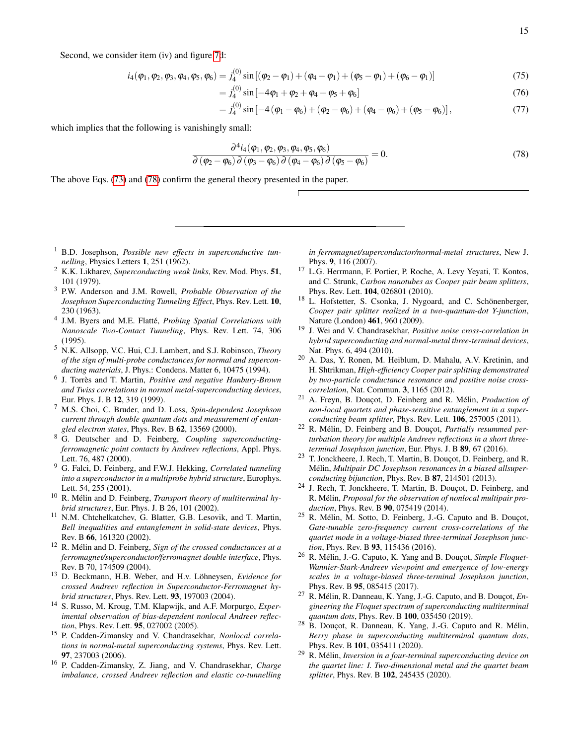Second, we consider item (iv) and figure 7d:

$$i_4(\varphi_1,\varphi_2,\varphi_3,\varphi_4,\varphi_5,\varphi_6) = j_4^{(0)} \sin\left[(\varphi_2-\varphi_1)+(\varphi_4-\varphi_1)+(\varphi_5-\varphi_1)+(\varphi_6-\varphi_1)\right] \tag{75}$$

$$= j_4^{(0)} \sin\left[-4\varphi_1+\varphi_2+\varphi_4+\varphi_5+\varphi_6\right] \tag{76}$$

$$= j_4^{(0)} \sin\left[-4(\varphi_1-\varphi_6)+(\varphi_2-\varphi_6)+(\varphi_4-\varphi_6)+(\varphi_5-\varphi_6)\right], \tag{77}$$

which implies that the following is vanishingly small:

$$\frac{\partial^4 i_4(\varphi_1,\varphi_2,\varphi_3,\varphi_4,\varphi_5,\varphi_6)}{\partial(\varphi_2-\varphi_6)\,\partial(\varphi_3-\varphi_6)\,\partial(\varphi_4-\varphi_6)\,\partial(\varphi_5-\varphi_6)} = 0. \tag{78}$$

The above Eqs. (73) and (78) confirm the general theory presented in the paper.

---

1. B.D. Josephson, *Possible new effects in superconductive tunnelling*, Physics Letters **1**, 251 (1962).
2. K.K. Likharev, *Superconducting weak links*, Rev. Mod. Phys. **51**, 101 (1979).
3. P.W. Anderson and J.M. Rowell, *Probable Observation of the Josephson Superconducting Tunneling Effect*, Phys. Rev. Lett. **10**, 230 (1963).
4. J.M. Byers and M.E. Flatté, *Probing Spatial Correlations with Nanoscale Two-Contact Tunneling*, Phys. Rev. Lett. 74, 306 (1995).
5. N.K. Allsopp, V.C. Hui, C.J. Lambert, and S.J. Robinson, *Theory of the sign of multi-probe conductances for normal and superconducting materials*, J. Phys.: Condens. Matter 6, 10475 (1994).
6. J. Torrès and T. Martin, *Positive and negative Hanbury-Brown and Twiss correlations in normal metal-superconducting devices*, Eur. Phys. J. B **12**, 319 (1999).
7. M.S. Choi, C. Bruder, and D. Loss, *Spin-dependent Josephson current through double quantum dots and measurement of entangled electron states*, Phys. Rev. B **62**, 13569 (2000).
8. G. Deutscher and D. Feinberg, *Coupling superconducting-ferromagnetic point contacts by Andreev reflections*, Appl. Phys. Lett. 76, 487 (2000).
9. G. Falci, D. Feinberg, and F.W.J. Hekking, *Correlated tunneling into a superconductor in a multiprobe hybrid structure*, Europhys. Lett. 54, 255 (2001).
10. R. Mélin and D. Feinberg, *Transport theory of multiterminal hybrid structures*, Eur. Phys. J. B 26, 101 (2002).
11. N.M. Chtchelkatchev, G. Blatter, G.B. Lesovik, and T. Martin, *Bell inequalities and entanglement in solid-state devices*, Phys. Rev. B **66**, 161320 (2002).
12. R. Mélin and D. Feinberg, *Sign of the crossed conductances at a ferromagnet/superconductor/ferromagnet double interface*, Phys. Rev. B 70, 174509 (2004).
13. D. Beckmann, H.B. Weber, and H.v. Löhneysen, *Evidence for crossed Andreev reflection in Superconductor-Ferromagnet hybrid structures*, Phys. Rev. Lett. **93**, 197003 (2004).
14. S. Russo, M. Kroug, T.M. Klapwijk, and A.F. Morpurgo, *Experimental observation of bias-dependent nonlocal Andreev reflection*, Phys. Rev. Lett. **95**, 027002 (2005).
15. P. Cadden-Zimansky and V. Chandrasekhar, *Nonlocal correlations in normal-metal superconducting systems*, Phys. Rev. Lett. **97**, 237003 (2006).
16. P. Cadden-Zimansky, Z. Jiang, and V. Chandrasekhar, *Charge imbalance, crossed Andreev reflection and elastic co-tunnelling in ferromagnet/superconductor/normal-metal structures*, New J. Phys. **9**, 116 (2007).
17. L.G. Herrmann, F. Portier, P. Roche, A. Levy Yeyati, T. Kontos, and C. Strunk, *Carbon nanotubes as Cooper pair beam splitters*, Phys. Rev. Lett. **104**, 026801 (2010).
18. L. Hofstetter, S. Csonka, J. Nygoard, and C. Schönenberger, *Cooper pair splitter realized in a two-quantum-dot Y-junction*, Nature (London) **461**, 960 (2009).
19. J. Wei and V. Chandrasekhar, *Positive noise cross-correlation in hybrid superconducting and normal-metal three-terminal devices*, Nat. Phys. 6, 494 (2010).
20. A. Das, Y. Ronen, M. Heiblum, D. Mahalu, A.V. Kretinin, and H. Shtrikman, *High-efficiency Cooper pair splitting demonstrated by two-particle conductance resonance and positive noise cross-correlation*, Nat. Commun. **3**, 1165 (2012).
21. A. Freyn, B. Douçot, D. Feinberg and R. Mélin, *Production of non-local quartets and phase-sensitive entanglement in a superconducting beam splitter*, Phys. Rev. Lett. **106**, 257005 (2011).
22. R. Mélin, D. Feinberg and B. Douçot, *Partially resummed perturbation theory for multiple Andreev reflections in a short three-terminal Josephson junction*, Eur. Phys. J. B **89**, 67 (2016).
23. T. Jonckheere, J. Rech, T. Martin, B. Douçot, D. Feinberg, and R. Mélin, *Multipair DC Josephson resonances in a biased allsuperconducting bijunction*, Phys. Rev. B **87**, 214501 (2013).
24. J. Rech, T. Jonckheere, T. Martin, B. Douçot, D. Feinberg, and R. Mélin, *Proposal for the observation of nonlocal multipair production*, Phys. Rev. B **90**, 075419 (2014).
25. R. Mélin, M. Sotto, D. Feinberg, J.-G. Caputo and B. Douçot, *Gate-tunable zero-frequency current cross-correlations of the quartet mode in a voltage-biased three-terminal Josephson junction*, Phys. Rev. B **93**, 115436 (2016).
26. R. Mélin, J.-G. Caputo, K. Yang and B. Douçot, *Simple Floquet-Wannier-Stark-Andreev viewpoint and emergence of low-energy scales in a voltage-biased three-terminal Josephson junction*, Phys. Rev. B **95**, 085415 (2017).
27. R. Mélin, R. Danneau, K. Yang, J.-G. Caputo, and B. Douçot, *Engineering the Floquet spectrum of superconducting multiterminal quantum dots*, Phys. Rev. B **100**, 035450 (2019).
28. B. Douçot, R. Danneau, K. Yang, J.-G. Caputo and R. Mélin, *Berry phase in superconducting multiterminal quantum dots*, Phys. Rev. B **101**, 035411 (2020).
29. R. Mélin, *Inversion in a four-terminal superconducting device on the quartet line: I. Two-dimensional metal and the quartet beam splitter*, Phys. Rev. B **102**, 245435 (2020).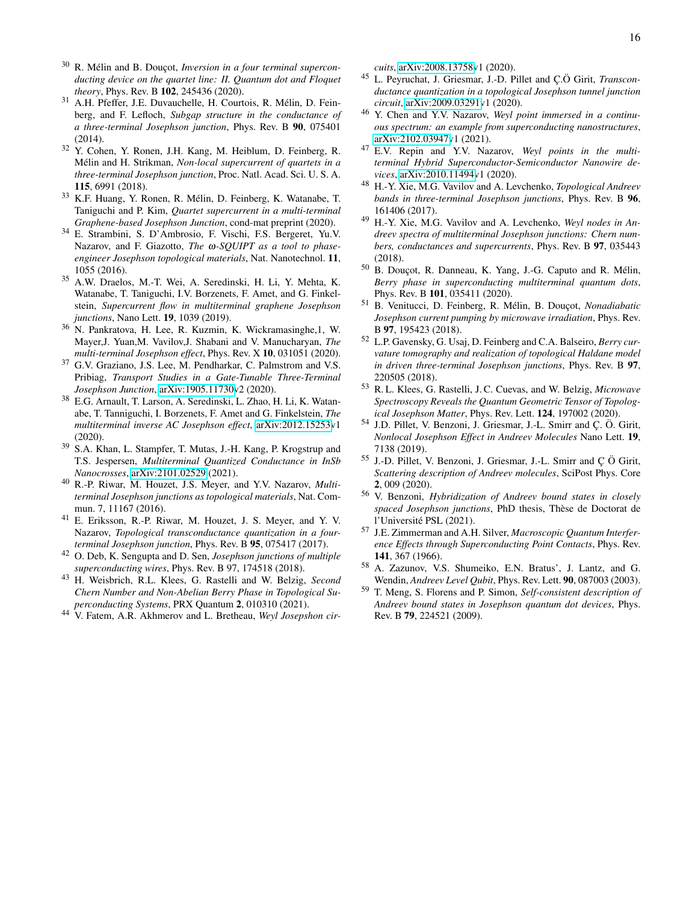[30] R. Mélin and B. Douçot, *Inversion in a four terminal superconducting device on the quartet line: II. Quantum dot and Floquet theory*, Phys. Rev. B **102**, 245436 (2020).

[31] A.H. Pfeffer, J.E. Duvauchelle, H. Courtois, R. Mélin, D. Feinberg, and F. Lefloch, *Subgap structure in the conductance of a three-terminal Josephson junction*, Phys. Rev. B **90**, 075401 (2014).

[32] Y. Cohen, Y. Ronen, J.H. Kang, M. Heiblum, D. Feinberg, R. Mélin and H. Strikman, *Non-local supercurrent of quartets in a three-terminal Josephson junction*, Proc. Natl. Acad. Sci. U. S. A. **115**, 6991 (2018).

[33] K.F. Huang, Y. Ronen, R. Mélin, D. Feinberg, K. Watanabe, T. Taniguchi and P. Kim, *Quartet supercurrent in a multi-terminal Graphene-based Josephson Junction*, cond-mat preprint (2020).

[34] E. Strambini, S. D'Ambrosio, F. Vischi, F.S. Bergeret, Yu.V. Nazarov, and F. Giazotto, *The ω-SQUIPT as a tool to phase-engineer Josephson topological materials*, Nat. Nanotechnol. **11**, 1055 (2016).

[35] A.W. Draelos, M.-T. Wei, A. Seredinski, H. Li, Y. Mehta, K. Watanabe, T. Taniguchi, I.V. Borzenets, F. Amet, and G. Finkelstein, *Supercurrent flow in multiterminal graphene Josephson junctions*, Nano Lett. **19**, 1039 (2019).

[36] N. Pankratova, H. Lee, R. Kuzmin, K. Wickramasinghe,1, W. Mayer,J. Yuan,M. Vavilov,J. Shabani and V. Manucharyan, *The multi-terminal Josephson effect*, Phys. Rev. X **10**, 031051 (2020).

[37] G.V. Graziano, J.S. Lee, M. Pendharkar, C. Palmstrom and V.S. Pribiag, *Transport Studies in a Gate-Tunable Three-Terminal Josephson Junction*, arXiv:1905.11730v2 (2020).

[38] E.G. Arnault, T. Larson, A. Seredinski, L. Zhao, H. Li, K. Watanabe, T. Tanniguchi, I. Borzenets, F. Amet and G. Finkelstein, *The multiterminal inverse AC Josephson effect*, arXiv:2012.15253v1 (2020).

[39] S.A. Khan, L. Stampfer, T. Mutas, J.-H. Kang, P. Krogstrup and T.S. Jespersen, *Multiterminal Quantized Conductance in InSb Nanocrosses*, arXiv:2101.02529 (2021).

[40] R.-P. Riwar, M. Houzet, J.S. Meyer, and Y.V. Nazarov, *Multi-terminal Josephson junctions as topological materials*, Nat. Commun. 7, 11167 (2016).

[41] E. Eriksson, R.-P. Riwar, M. Houzet, J. S. Meyer, and Y. V. Nazarov, *Topological transconductance quantization in a four-terminal Josephson junction*, Phys. Rev. B **95**, 075417 (2017).

[42] O. Deb, K. Sengupta and D. Sen, *Josephson junctions of multiple superconducting wires*, Phys. Rev. B 97, 174518 (2018).

[43] H. Weisbrich, R.L. Klees, G. Rastelli and W. Belzig, *Second Chern Number and Non-Abelian Berry Phase in Topological Superconducting Systems*, PRX Quantum **2**, 010310 (2021).

[44] V. Fatem, A.R. Akhmerov and L. Bretheau, *Weyl Josepshon circuits*, arXiv:2008.13758v1 (2020).

[45] L. Peyruchat, J. Griesmar, J.-D. Pillet and Ç.Ö Girit, *Transconductance quantization in a topological Josephson tunnel junction circuit*, arXiv:2009.03291v1 (2020).

[46] Y. Chen and Y.V. Nazarov, *Weyl point immersed in a continuous spectrum: an example from superconducting nanostructures*, arXiv:2102.03947v1 (2021).

[47] E.V. Repin and Y.V. Nazarov, *Weyl points in the multi-terminal Hybrid Superconductor-Semiconductor Nanowire devices*, arXiv:2010.11494v1 (2020).

[48] H.-Y. Xie, M.G. Vavilov and A. Levchenko, *Topological Andreev bands in three-terminal Josephson junctions*, Phys. Rev. B **96**, 161406 (2017).

[49] H.-Y. Xie, M.G. Vavilov and A. Levchenko, *Weyl nodes in Andreev spectra of multiterminal Josephson junctions: Chern numbers, conductances and supercurrents*, Phys. Rev. B **97**, 035443 (2018).

[50] B. Douçot, R. Danneau, K. Yang, J.-G. Caputo and R. Mélin, *Berry phase in superconducting multiterminal quantum dots*, Phys. Rev. B **101**, 035411 (2020).

[51] B. Venitucci, D. Feinberg, R. Mélin, B. Douçot, *Nonadiabatic Josephson current pumping by microwave irradiation*, Phys. Rev. B **97**, 195423 (2018).

[52] L.P. Gavensky, G. Usaj, D. Feinberg and C.A. Balseiro, *Berry curvature tomography and realization of topological Haldane model in driven three-terminal Josephson junctions*, Phys. Rev. B **97**, 220505 (2018).

[53] R. L. Klees, G. Rastelli, J. C. Cuevas, and W. Belzig, *Microwave Spectroscopy Reveals the Quantum Geometric Tensor of Topological Josephson Matter*, Phys. Rev. Lett. **124**, 197002 (2020).

[54] J.D. Pillet, V. Benzoni, J. Griesmar, J.-L. Smirr and Ç. Ö. Girit, *Nonlocal Josephson Effect in Andreev Molecules* Nano Lett. **19**, 7138 (2019).

[55] J.-D. Pillet, V. Benzoni, J. Griesmar, J.-L. Smirr and Ç Ö Girit, *Scattering description of Andreev molecules*, SciPost Phys. Core **2**, 009 (2020).

[56] V. Benzoni, *Hybridization of Andreev bound states in closely spaced Josephson junctions*, PhD thesis, Thèse de Doctorat de l'Université PSL (2021).

[57] J.E. Zimmerman and A.H. Silver, *Macroscopic Quantum Interference Effects through Superconducting Point Contacts*, Phys. Rev. **141**, 367 (1966).

[58] A. Zazunov, V.S. Shumeiko, E.N. Bratus', J. Lantz, and G. Wendin, *Andreev Level Qubit*, Phys. Rev. Lett. **90**, 087003 (2003).

[59] T. Meng, S. Florens and P. Simon, *Self-consistent description of Andreev bound states in Josephson quantum dot devices*, Phys. Rev. B **79**, 224521 (2009).